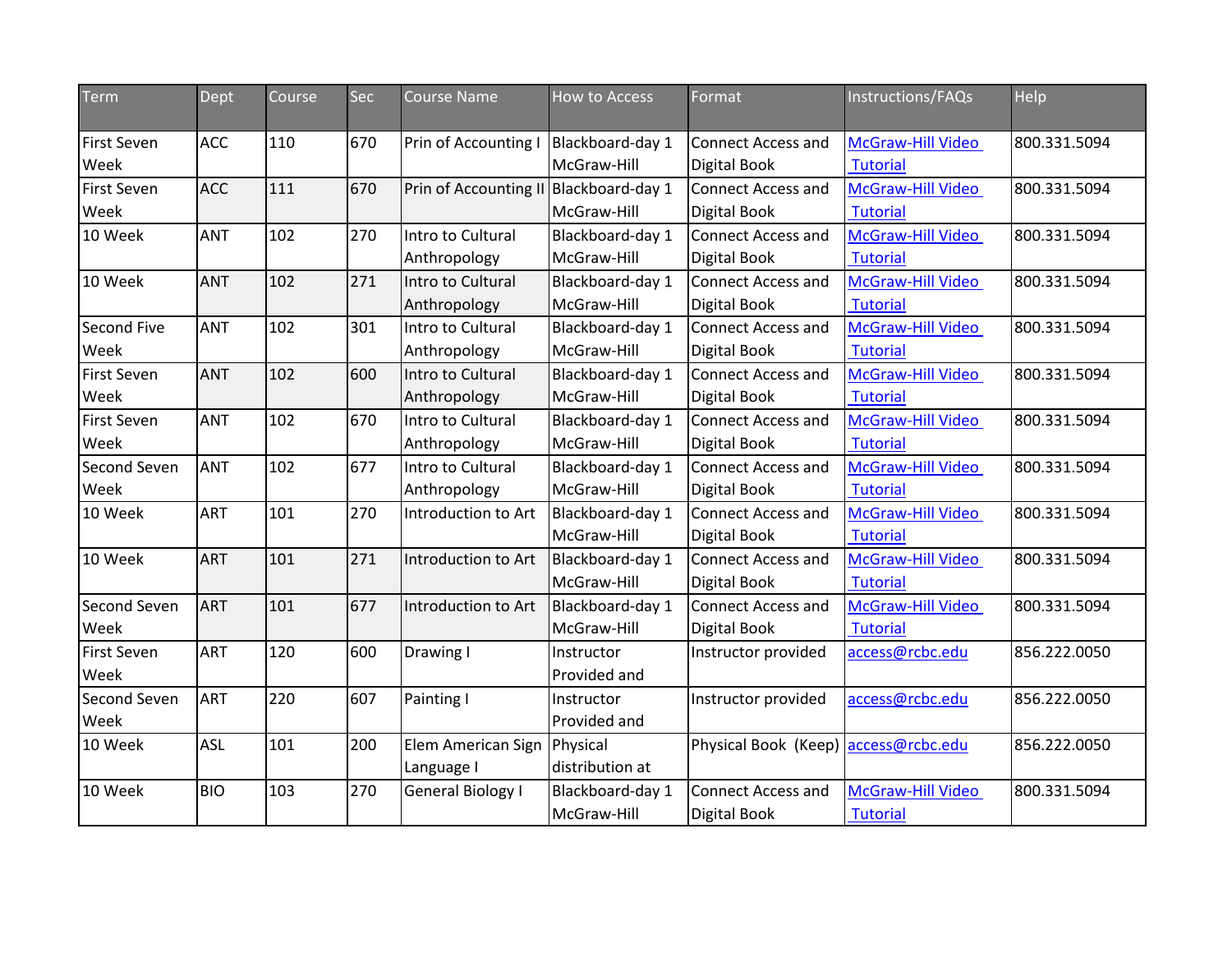| Term | Dept | Course | Sec | Course Name | How to Access | Format | Instructions/FAQs | Help |
|---|---|---|---|---|---|---|---|---|
| First Seven Week | ACC | 110 | 670 | Prin of Accounting I | Blackboard-day 1 McGraw-Hill | Connect Access and Digital Book | McGraw-Hill Video Tutorial | 800.331.5094 |
| First Seven Week | ACC | 111 | 670 | Prin of Accounting II | Blackboard-day 1 McGraw-Hill | Connect Access and Digital Book | McGraw-Hill Video Tutorial | 800.331.5094 |
| 10 Week | ANT | 102 | 270 | Intro to Cultural Anthropology | Blackboard-day 1 McGraw-Hill | Connect Access and Digital Book | McGraw-Hill Video Tutorial | 800.331.5094 |
| 10 Week | ANT | 102 | 271 | Intro to Cultural Anthropology | Blackboard-day 1 McGraw-Hill | Connect Access and Digital Book | McGraw-Hill Video Tutorial | 800.331.5094 |
| Second Five Week | ANT | 102 | 301 | Intro to Cultural Anthropology | Blackboard-day 1 McGraw-Hill | Connect Access and Digital Book | McGraw-Hill Video Tutorial | 800.331.5094 |
| First Seven Week | ANT | 102 | 600 | Intro to Cultural Anthropology | Blackboard-day 1 McGraw-Hill | Connect Access and Digital Book | McGraw-Hill Video Tutorial | 800.331.5094 |
| First Seven Week | ANT | 102 | 670 | Intro to Cultural Anthropology | Blackboard-day 1 McGraw-Hill | Connect Access and Digital Book | McGraw-Hill Video Tutorial | 800.331.5094 |
| Second Seven Week | ANT | 102 | 677 | Intro to Cultural Anthropology | Blackboard-day 1 McGraw-Hill | Connect Access and Digital Book | McGraw-Hill Video Tutorial | 800.331.5094 |
| 10 Week | ART | 101 | 270 | Introduction to Art | Blackboard-day 1 McGraw-Hill | Connect Access and Digital Book | McGraw-Hill Video Tutorial | 800.331.5094 |
| 10 Week | ART | 101 | 271 | Introduction to Art | Blackboard-day 1 McGraw-Hill | Connect Access and Digital Book | McGraw-Hill Video Tutorial | 800.331.5094 |
| Second Seven Week | ART | 101 | 677 | Introduction to Art | Blackboard-day 1 McGraw-Hill | Connect Access and Digital Book | McGraw-Hill Video Tutorial | 800.331.5094 |
| First Seven Week | ART | 120 | 600 | Drawing I | Instructor Provided and | Instructor provided | access@rcbc.edu | 856.222.0050 |
| Second Seven Week | ART | 220 | 607 | Painting I | Instructor Provided and | Instructor provided | access@rcbc.edu | 856.222.0050 |
| 10 Week | ASL | 101 | 200 | Elem American Sign Language I | Physical distribution at | Physical Book (Keep) | access@rcbc.edu | 856.222.0050 |
| 10 Week | BIO | 103 | 270 | General Biology I | Blackboard-day 1 McGraw-Hill | Connect Access and Digital Book | McGraw-Hill Video Tutorial | 800.331.5094 |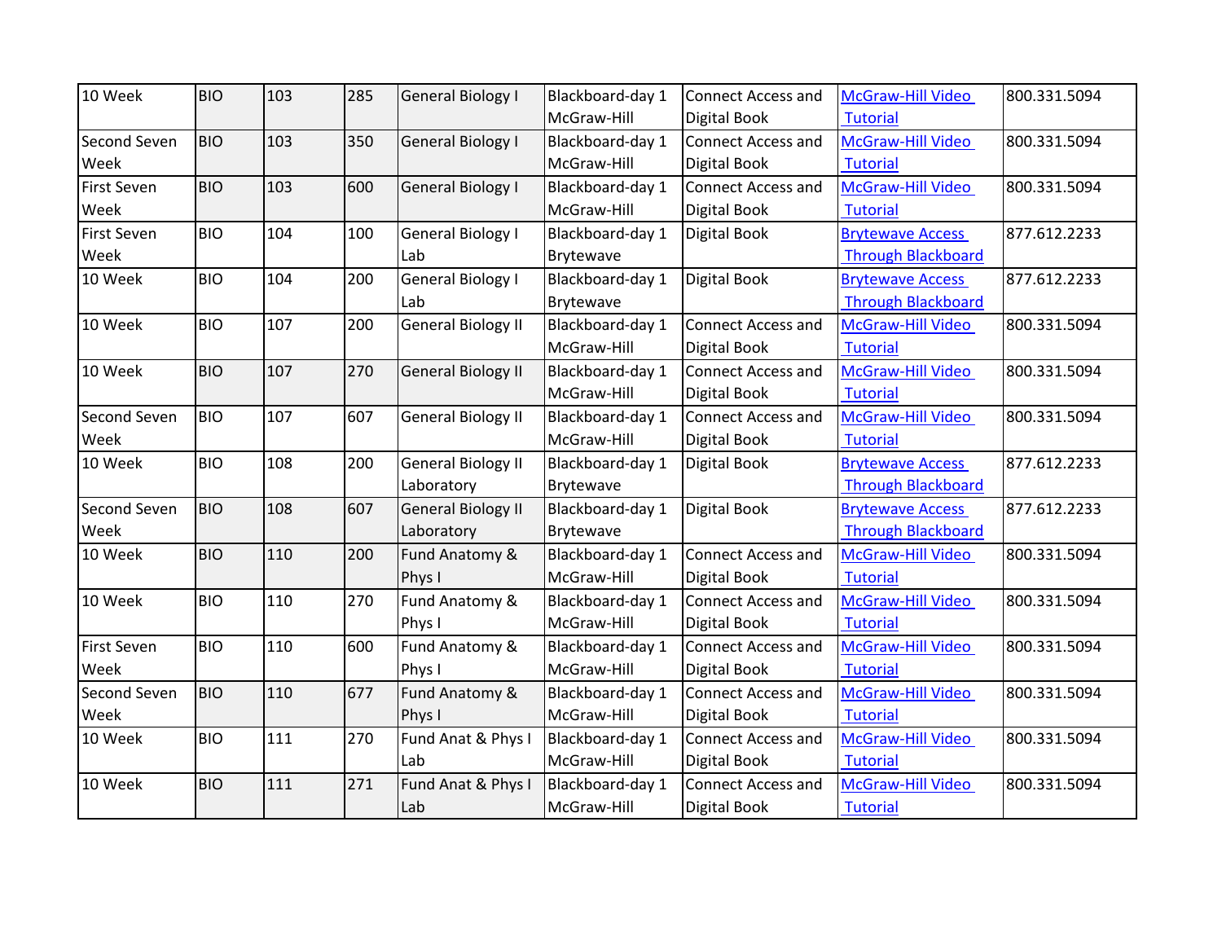| | | | | | | | | |
|---|---|---|---|---|---|---|---|---|
| 10 Week | BIO | 103 | 285 | General Biology I | Blackboard-day 1 McGraw-Hill | Connect Access and Digital Book | McGraw-Hill Video Tutorial | 800.331.5094 |
| Second Seven Week | BIO | 103 | 350 | General Biology I | Blackboard-day 1 McGraw-Hill | Connect Access and Digital Book | McGraw-Hill Video Tutorial | 800.331.5094 |
| First Seven Week | BIO | 103 | 600 | General Biology I | Blackboard-day 1 McGraw-Hill | Connect Access and Digital Book | McGraw-Hill Video Tutorial | 800.331.5094 |
| First Seven Week | BIO | 104 | 100 | General Biology I Lab | Blackboard-day 1 Brytewave | Digital Book | Brytewave Access Through Blackboard | 877.612.2233 |
| 10 Week | BIO | 104 | 200 | General Biology I Lab | Blackboard-day 1 Brytewave | Digital Book | Brytewave Access Through Blackboard | 877.612.2233 |
| 10 Week | BIO | 107 | 200 | General Biology II | Blackboard-day 1 McGraw-Hill | Connect Access and Digital Book | McGraw-Hill Video Tutorial | 800.331.5094 |
| 10 Week | BIO | 107 | 270 | General Biology II | Blackboard-day 1 McGraw-Hill | Connect Access and Digital Book | McGraw-Hill Video Tutorial | 800.331.5094 |
| Second Seven Week | BIO | 107 | 607 | General Biology II | Blackboard-day 1 McGraw-Hill | Connect Access and Digital Book | McGraw-Hill Video Tutorial | 800.331.5094 |
| 10 Week | BIO | 108 | 200 | General Biology II Laboratory | Blackboard-day 1 Brytewave | Digital Book | Brytewave Access Through Blackboard | 877.612.2233 |
| Second Seven Week | BIO | 108 | 607 | General Biology II Laboratory | Blackboard-day 1 Brytewave | Digital Book | Brytewave Access Through Blackboard | 877.612.2233 |
| 10 Week | BIO | 110 | 200 | Fund Anatomy & Phys I | Blackboard-day 1 McGraw-Hill | Connect Access and Digital Book | McGraw-Hill Video Tutorial | 800.331.5094 |
| 10 Week | BIO | 110 | 270 | Fund Anatomy & Phys I | Blackboard-day 1 McGraw-Hill | Connect Access and Digital Book | McGraw-Hill Video Tutorial | 800.331.5094 |
| First Seven Week | BIO | 110 | 600 | Fund Anatomy & Phys I | Blackboard-day 1 McGraw-Hill | Connect Access and Digital Book | McGraw-Hill Video Tutorial | 800.331.5094 |
| Second Seven Week | BIO | 110 | 677 | Fund Anatomy & Phys I | Blackboard-day 1 McGraw-Hill | Connect Access and Digital Book | McGraw-Hill Video Tutorial | 800.331.5094 |
| 10 Week | BIO | 111 | 270 | Fund Anat & Phys I Lab | Blackboard-day 1 McGraw-Hill | Connect Access and Digital Book | McGraw-Hill Video Tutorial | 800.331.5094 |
| 10 Week | BIO | 111 | 271 | Fund Anat & Phys I Lab | Blackboard-day 1 McGraw-Hill | Connect Access and Digital Book | McGraw-Hill Video Tutorial | 800.331.5094 |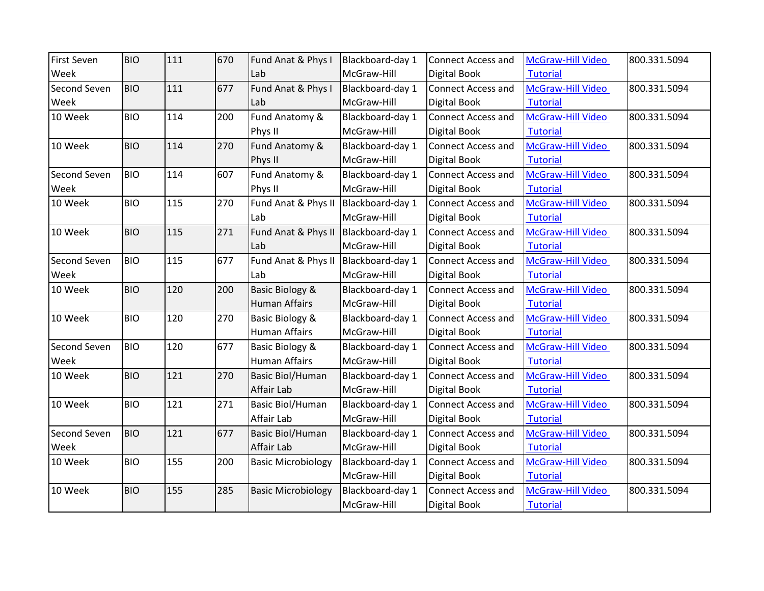| First Seven Week | BIO | 111 | 670 | Fund Anat & Phys I Lab | Blackboard-day 1 McGraw-Hill | Connect Access and Digital Book | McGraw-Hill Video Tutorial | 800.331.5094 |
|---|---|---|---|---|---|---|---|---|
| Second Seven Week | BIO | 111 | 677 | Fund Anat & Phys I Lab | Blackboard-day 1 McGraw-Hill | Connect Access and Digital Book | McGraw-Hill Video Tutorial | 800.331.5094 |
| 10 Week | BIO | 114 | 200 | Fund Anatomy & Phys II | Blackboard-day 1 McGraw-Hill | Connect Access and Digital Book | McGraw-Hill Video Tutorial | 800.331.5094 |
| 10 Week | BIO | 114 | 270 | Fund Anatomy & Phys II | Blackboard-day 1 McGraw-Hill | Connect Access and Digital Book | McGraw-Hill Video Tutorial | 800.331.5094 |
| Second Seven Week | BIO | 114 | 607 | Fund Anatomy & Phys II | Blackboard-day 1 McGraw-Hill | Connect Access and Digital Book | McGraw-Hill Video Tutorial | 800.331.5094 |
| 10 Week | BIO | 115 | 270 | Fund Anat & Phys II Lab | Blackboard-day 1 McGraw-Hill | Connect Access and Digital Book | McGraw-Hill Video Tutorial | 800.331.5094 |
| 10 Week | BIO | 115 | 271 | Fund Anat & Phys II Lab | Blackboard-day 1 McGraw-Hill | Connect Access and Digital Book | McGraw-Hill Video Tutorial | 800.331.5094 |
| Second Seven Week | BIO | 115 | 677 | Fund Anat & Phys II Lab | Blackboard-day 1 McGraw-Hill | Connect Access and Digital Book | McGraw-Hill Video Tutorial | 800.331.5094 |
| 10 Week | BIO | 120 | 200 | Basic Biology & Human Affairs | Blackboard-day 1 McGraw-Hill | Connect Access and Digital Book | McGraw-Hill Video Tutorial | 800.331.5094 |
| 10 Week | BIO | 120 | 270 | Basic Biology & Human Affairs | Blackboard-day 1 McGraw-Hill | Connect Access and Digital Book | McGraw-Hill Video Tutorial | 800.331.5094 |
| Second Seven Week | BIO | 120 | 677 | Basic Biology & Human Affairs | Blackboard-day 1 McGraw-Hill | Connect Access and Digital Book | McGraw-Hill Video Tutorial | 800.331.5094 |
| 10 Week | BIO | 121 | 270 | Basic Biol/Human Affair Lab | Blackboard-day 1 McGraw-Hill | Connect Access and Digital Book | McGraw-Hill Video Tutorial | 800.331.5094 |
| 10 Week | BIO | 121 | 271 | Basic Biol/Human Affair Lab | Blackboard-day 1 McGraw-Hill | Connect Access and Digital Book | McGraw-Hill Video Tutorial | 800.331.5094 |
| Second Seven Week | BIO | 121 | 677 | Basic Biol/Human Affair Lab | Blackboard-day 1 McGraw-Hill | Connect Access and Digital Book | McGraw-Hill Video Tutorial | 800.331.5094 |
| 10 Week | BIO | 155 | 200 | Basic Microbiology | Blackboard-day 1 McGraw-Hill | Connect Access and Digital Book | McGraw-Hill Video Tutorial | 800.331.5094 |
| 10 Week | BIO | 155 | 285 | Basic Microbiology | Blackboard-day 1 McGraw-Hill | Connect Access and Digital Book | McGraw-Hill Video Tutorial | 800.331.5094 |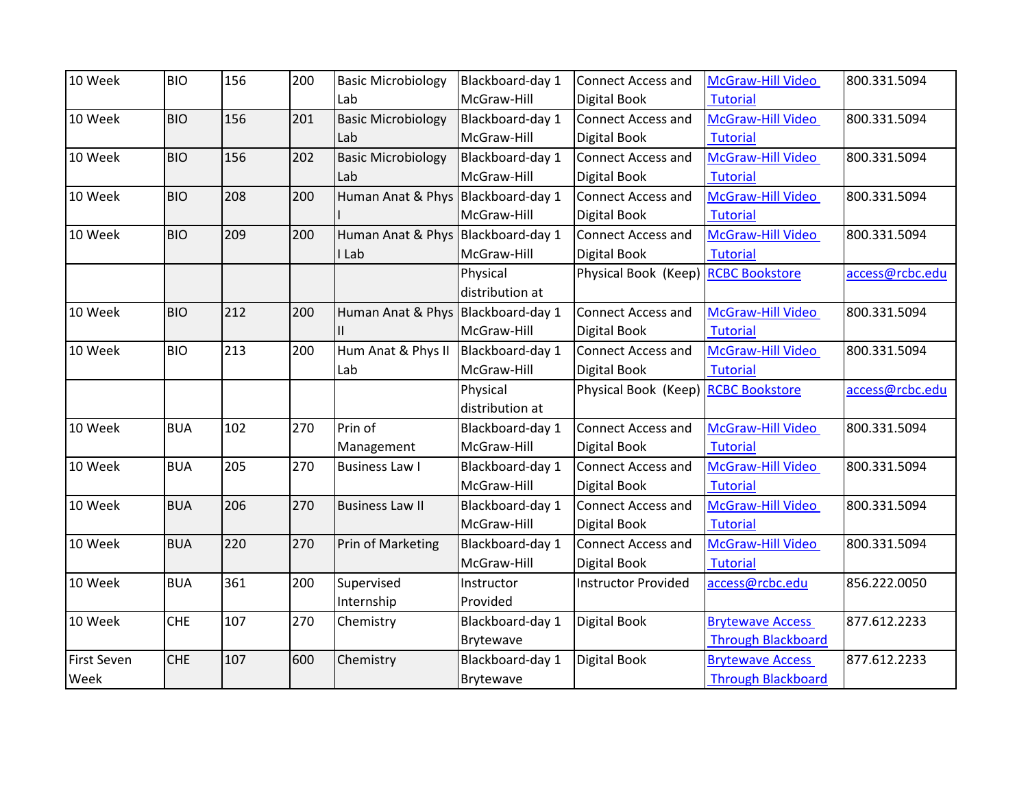| 10 Week | BIO | 156 | 200 | Basic Microbiology Lab | Blackboard-day 1 McGraw-Hill | Connect Access and Digital Book | McGraw-Hill Video Tutorial | 800.331.5094 |
|---|---|---|---|---|---|---|---|---|
| 10 Week | BIO | 156 | 201 | Basic Microbiology Lab | Blackboard-day 1 McGraw-Hill | Connect Access and Digital Book | McGraw-Hill Video Tutorial | 800.331.5094 |
| 10 Week | BIO | 156 | 202 | Basic Microbiology Lab | Blackboard-day 1 McGraw-Hill | Connect Access and Digital Book | McGraw-Hill Video Tutorial | 800.331.5094 |
| 10 Week | BIO | 208 | 200 | Human Anat & Phys I | Blackboard-day 1 McGraw-Hill | Connect Access and Digital Book | McGraw-Hill Video Tutorial | 800.331.5094 |
| 10 Week | BIO | 209 | 200 | Human Anat & Phys I Lab | Blackboard-day 1 McGraw-Hill | Connect Access and Digital Book | McGraw-Hill Video Tutorial | 800.331.5094 |
| | | | | | Physical distribution at | Physical Book (Keep) | RCBC Bookstore | access@rcbc.edu |
| 10 Week | BIO | 212 | 200 | Human Anat & Phys II | Blackboard-day 1 McGraw-Hill | Connect Access and Digital Book | McGraw-Hill Video Tutorial | 800.331.5094 |
| 10 Week | BIO | 213 | 200 | Hum Anat & Phys II Lab | Blackboard-day 1 McGraw-Hill | Connect Access and Digital Book | McGraw-Hill Video Tutorial | 800.331.5094 |
| | | | | | Physical distribution at | Physical Book (Keep) | RCBC Bookstore | access@rcbc.edu |
| 10 Week | BUA | 102 | 270 | Prin of Management | Blackboard-day 1 McGraw-Hill | Connect Access and Digital Book | McGraw-Hill Video Tutorial | 800.331.5094 |
| 10 Week | BUA | 205 | 270 | Business Law I | Blackboard-day 1 McGraw-Hill | Connect Access and Digital Book | McGraw-Hill Video Tutorial | 800.331.5094 |
| 10 Week | BUA | 206 | 270 | Business Law II | Blackboard-day 1 McGraw-Hill | Connect Access and Digital Book | McGraw-Hill Video Tutorial | 800.331.5094 |
| 10 Week | BUA | 220 | 270 | Prin of Marketing | Blackboard-day 1 McGraw-Hill | Connect Access and Digital Book | McGraw-Hill Video Tutorial | 800.331.5094 |
| 10 Week | BUA | 361 | 200 | Supervised Internship | Instructor Provided | Instructor Provided | access@rcbc.edu | 856.222.0050 |
| 10 Week | CHE | 107 | 270 | Chemistry | Blackboard-day 1 Brytewave | Digital Book | Brytewave Access Through Blackboard | 877.612.2233 |
| First Seven Week | CHE | 107 | 600 | Chemistry | Blackboard-day 1 Brytewave | Digital Book | Brytewave Access Through Blackboard | 877.612.2233 |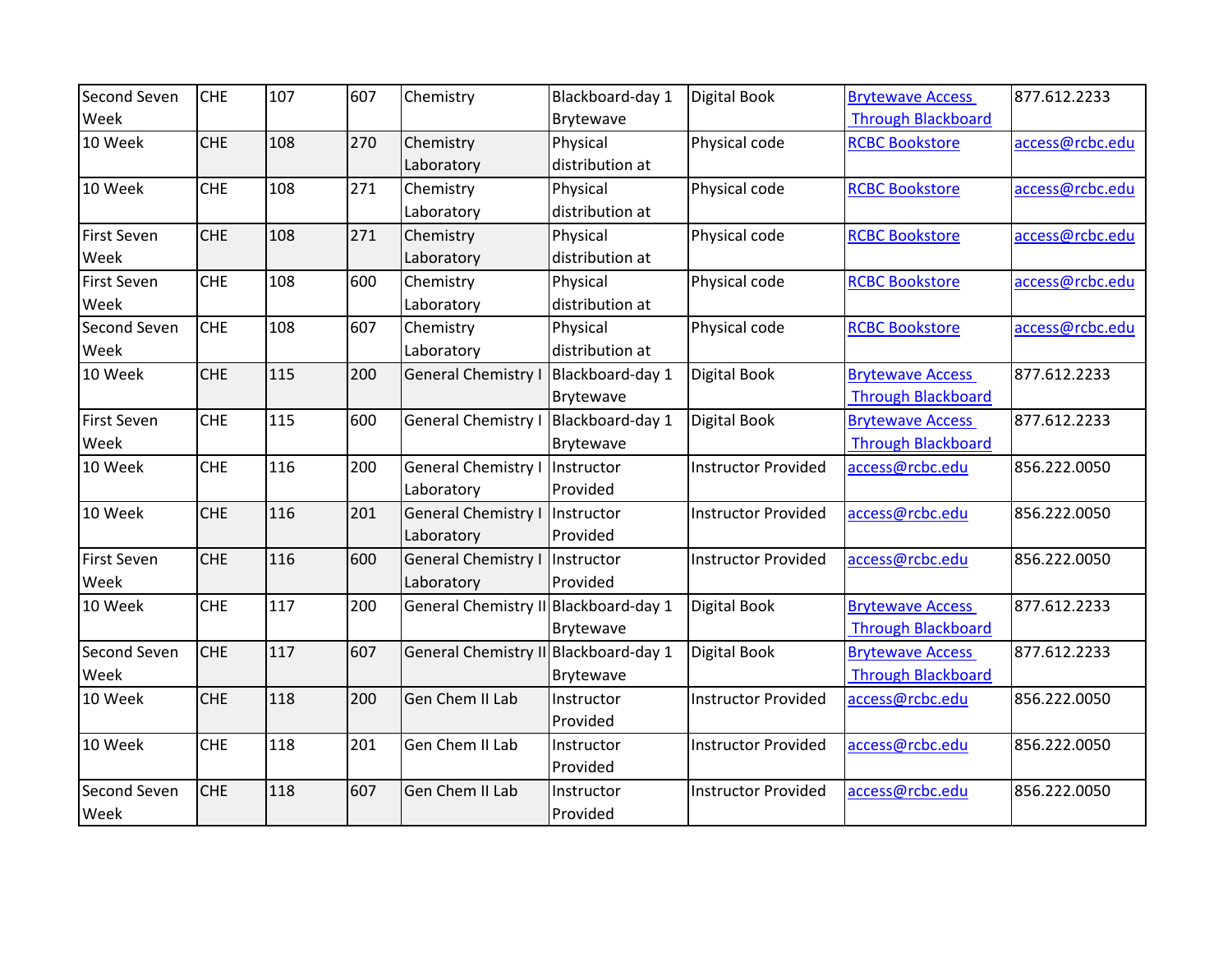| | | | | | | | | |
|---|---|---|---|---|---|---|---|---|
| Second Seven Week | CHE | 107 | 607 | Chemistry | Blackboard-day 1 Brytewave | Digital Book | Brytewave Access Through Blackboard | 877.612.2233 |
| 10 Week | CHE | 108 | 270 | Chemistry Laboratory | Physical distribution at | Physical code | RCBC Bookstore | access@rcbc.edu |
| 10 Week | CHE | 108 | 271 | Chemistry Laboratory | Physical distribution at | Physical code | RCBC Bookstore | access@rcbc.edu |
| First Seven Week | CHE | 108 | 271 | Chemistry Laboratory | Physical distribution at | Physical code | RCBC Bookstore | access@rcbc.edu |
| First Seven Week | CHE | 108 | 600 | Chemistry Laboratory | Physical distribution at | Physical code | RCBC Bookstore | access@rcbc.edu |
| Second Seven Week | CHE | 108 | 607 | Chemistry Laboratory | Physical distribution at | Physical code | RCBC Bookstore | access@rcbc.edu |
| 10 Week | CHE | 115 | 200 | General Chemistry I | Blackboard-day 1 Brytewave | Digital Book | Brytewave Access Through Blackboard | 877.612.2233 |
| First Seven Week | CHE | 115 | 600 | General Chemistry I | Blackboard-day 1 Brytewave | Digital Book | Brytewave Access Through Blackboard | 877.612.2233 |
| 10 Week | CHE | 116 | 200 | General Chemistry I Laboratory | Instructor Provided | Instructor Provided | access@rcbc.edu | 856.222.0050 |
| 10 Week | CHE | 116 | 201 | General Chemistry I Laboratory | Instructor Provided | Instructor Provided | access@rcbc.edu | 856.222.0050 |
| First Seven Week | CHE | 116 | 600 | General Chemistry I Laboratory | Instructor Provided | Instructor Provided | access@rcbc.edu | 856.222.0050 |
| 10 Week | CHE | 117 | 200 | General Chemistry II | Blackboard-day 1 Brytewave | Digital Book | Brytewave Access Through Blackboard | 877.612.2233 |
| Second Seven Week | CHE | 117 | 607 | General Chemistry II | Blackboard-day 1 Brytewave | Digital Book | Brytewave Access Through Blackboard | 877.612.2233 |
| 10 Week | CHE | 118 | 200 | Gen Chem II Lab | Instructor Provided | Instructor Provided | access@rcbc.edu | 856.222.0050 |
| 10 Week | CHE | 118 | 201 | Gen Chem II Lab | Instructor Provided | Instructor Provided | access@rcbc.edu | 856.222.0050 |
| Second Seven Week | CHE | 118 | 607 | Gen Chem II Lab | Instructor Provided | Instructor Provided | access@rcbc.edu | 856.222.0050 |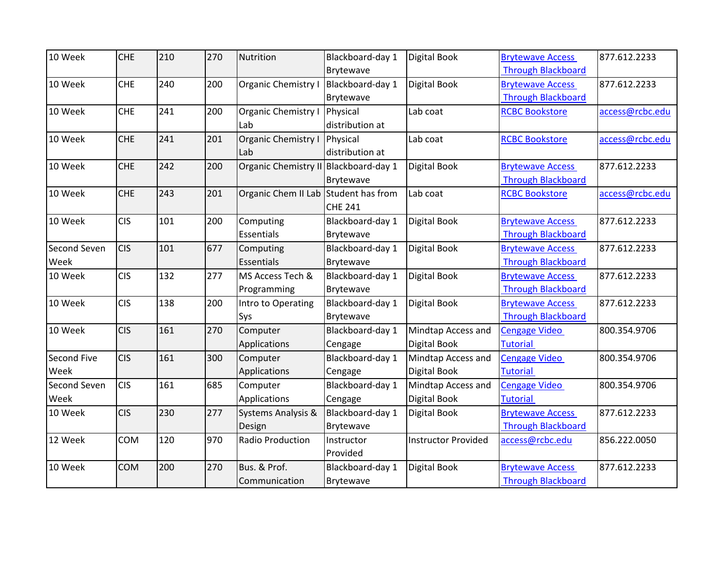| 10 Week | CHE | 210 | 270 | Nutrition | Blackboard-day 1 Brytewave | Digital Book | Brytewave Access Through Blackboard | 877.612.2233 |
|---|---|---|---|---|---|---|---|---|
| 10 Week | CHE | 240 | 200 | Organic Chemistry I | Blackboard-day 1 Brytewave | Digital Book | Brytewave Access Through Blackboard | 877.612.2233 |
| 10 Week | CHE | 241 | 200 | Organic Chemistry I Lab | Physical distribution at | Lab coat | RCBC Bookstore | access@rcbc.edu |
| 10 Week | CHE | 241 | 201 | Organic Chemistry I Lab | Physical distribution at | Lab coat | RCBC Bookstore | access@rcbc.edu |
| 10 Week | CHE | 242 | 200 | Organic Chemistry II | Blackboard-day 1 Brytewave | Digital Book | Brytewave Access Through Blackboard | 877.612.2233 |
| 10 Week | CHE | 243 | 201 | Organic Chem II Lab | Student has from CHE 241 | Lab coat | RCBC Bookstore | access@rcbc.edu |
| 10 Week | CIS | 101 | 200 | Computing Essentials | Blackboard-day 1 Brytewave | Digital Book | Brytewave Access Through Blackboard | 877.612.2233 |
| Second Seven Week | CIS | 101 | 677 | Computing Essentials | Blackboard-day 1 Brytewave | Digital Book | Brytewave Access Through Blackboard | 877.612.2233 |
| 10 Week | CIS | 132 | 277 | MS Access Tech & Programming | Blackboard-day 1 Brytewave | Digital Book | Brytewave Access Through Blackboard | 877.612.2233 |
| 10 Week | CIS | 138 | 200 | Intro to Operating Sys | Blackboard-day 1 Brytewave | Digital Book | Brytewave Access Through Blackboard | 877.612.2233 |
| 10 Week | CIS | 161 | 270 | Computer Applications | Blackboard-day 1 Cengage | Mindtap Access and Digital Book | Cengage Video Tutorial | 800.354.9706 |
| Second Five Week | CIS | 161 | 300 | Computer Applications | Blackboard-day 1 Cengage | Mindtap Access and Digital Book | Cengage Video Tutorial | 800.354.9706 |
| Second Seven Week | CIS | 161 | 685 | Computer Applications | Blackboard-day 1 Cengage | Mindtap Access and Digital Book | Cengage Video Tutorial | 800.354.9706 |
| 10 Week | CIS | 230 | 277 | Systems Analysis & Design | Blackboard-day 1 Brytewave | Digital Book | Brytewave Access Through Blackboard | 877.612.2233 |
| 12 Week | COM | 120 | 970 | Radio Production | Instructor Provided | Instructor Provided | access@rcbc.edu | 856.222.0050 |
| 10 Week | COM | 200 | 270 | Bus. & Prof. Communication | Blackboard-day 1 Brytewave | Digital Book | Brytewave Access Through Blackboard | 877.612.2233 |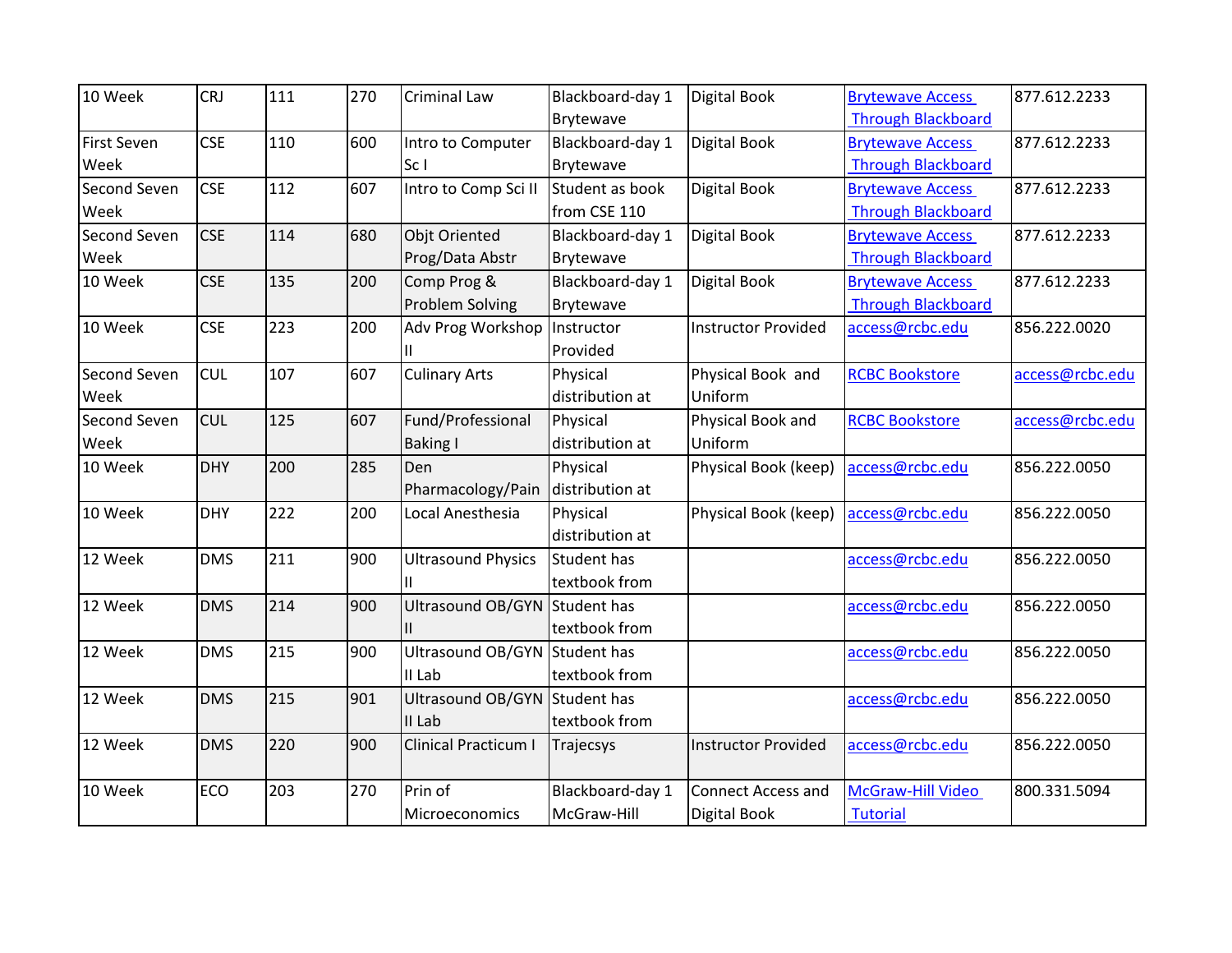| 10 Week | CRJ | 111 | 270 | Criminal Law | Blackboard-day 1 Brytewave | Digital Book | Brytewave Access Through Blackboard | 877.612.2233 |
|---|---|---|---|---|---|---|---|---|
| First Seven Week | CSE | 110 | 600 | Intro to Computer Sc I | Blackboard-day 1 Brytewave | Digital Book | Brytewave Access Through Blackboard | 877.612.2233 |
| Second Seven Week | CSE | 112 | 607 | Intro to Comp Sci II | Student as book from CSE 110 | Digital Book | Brytewave Access Through Blackboard | 877.612.2233 |
| Second Seven Week | CSE | 114 | 680 | Objt Oriented Prog/Data Abstr | Blackboard-day 1 Brytewave | Digital Book | Brytewave Access Through Blackboard | 877.612.2233 |
| 10 Week | CSE | 135 | 200 | Comp Prog & Problem Solving | Blackboard-day 1 Brytewave | Digital Book | Brytewave Access Through Blackboard | 877.612.2233 |
| 10 Week | CSE | 223 | 200 | Adv Prog Workshop II | Instructor Provided | Instructor Provided | access@rcbc.edu | 856.222.0020 |
| Second Seven Week | CUL | 107 | 607 | Culinary Arts | Physical distribution at | Physical Book and Uniform | RCBC Bookstore | access@rcbc.edu |
| Second Seven Week | CUL | 125 | 607 | Fund/Professional Baking I | Physical distribution at | Physical Book and Uniform | RCBC Bookstore | access@rcbc.edu |
| 10 Week | DHY | 200 | 285 | Den Pharmacology/Pain | Physical distribution at | Physical Book (keep) | access@rcbc.edu | 856.222.0050 |
| 10 Week | DHY | 222 | 200 | Local Anesthesia | Physical distribution at | Physical Book (keep) | access@rcbc.edu | 856.222.0050 |
| 12 Week | DMS | 211 | 900 | Ultrasound Physics II | Student has textbook from | | access@rcbc.edu | 856.222.0050 |
| 12 Week | DMS | 214 | 900 | Ultrasound OB/GYN II | Student has textbook from | | access@rcbc.edu | 856.222.0050 |
| 12 Week | DMS | 215 | 900 | Ultrasound OB/GYN II Lab | Student has textbook from | | access@rcbc.edu | 856.222.0050 |
| 12 Week | DMS | 215 | 901 | Ultrasound OB/GYN II Lab | Student has textbook from | | access@rcbc.edu | 856.222.0050 |
| 12 Week | DMS | 220 | 900 | Clinical Practicum I | Trajecsys | Instructor Provided | access@rcbc.edu | 856.222.0050 |
| 10 Week | ECO | 203 | 270 | Prin of Microeconomics | Blackboard-day 1 McGraw-Hill | Connect Access and Digital Book | McGraw-Hill Video Tutorial | 800.331.5094 |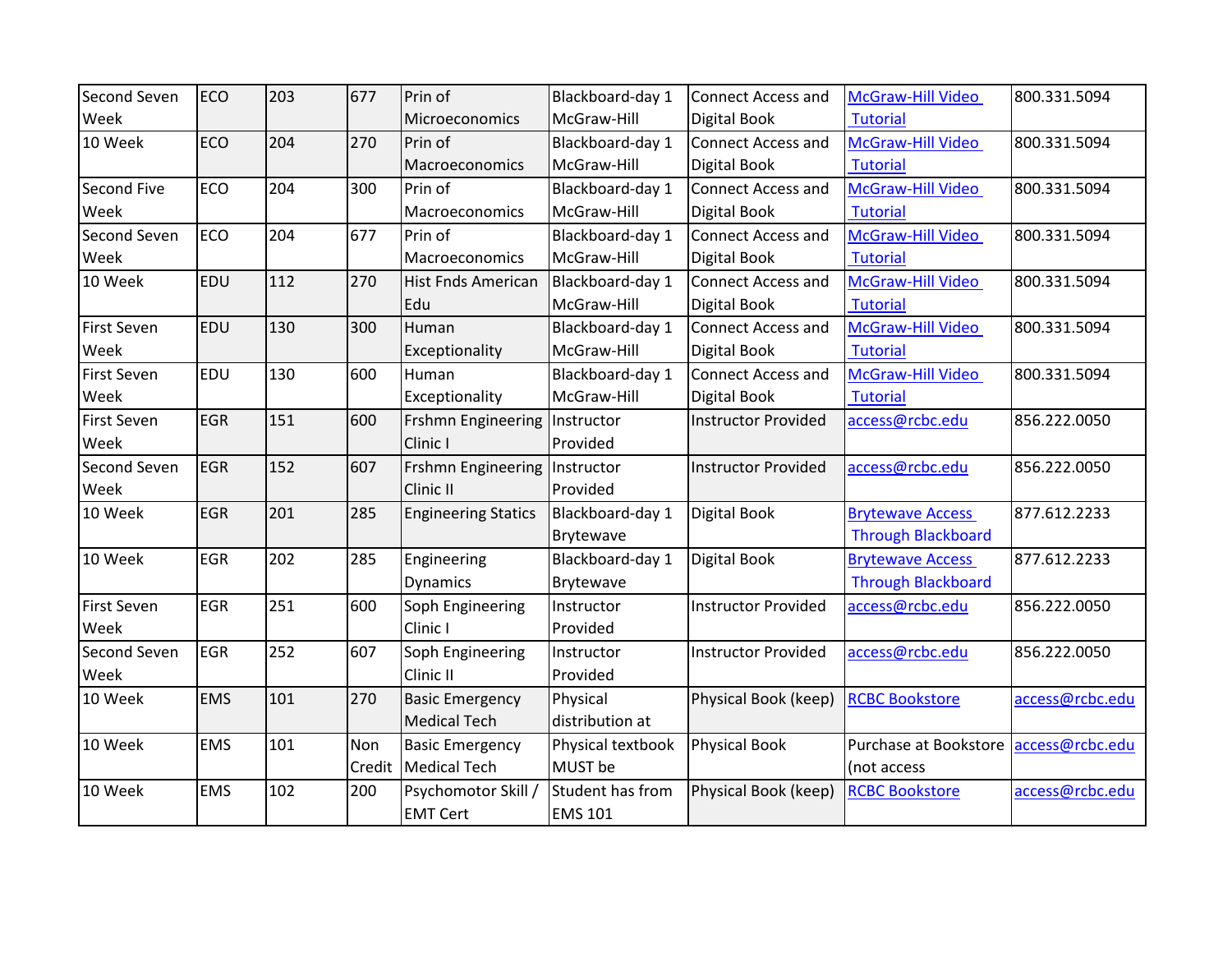| Second Seven Week | ECO | 203 | 677 | Prin of Microeconomics | Blackboard-day 1 McGraw-Hill | Connect Access and Digital Book | McGraw-Hill Video Tutorial | 800.331.5094 |
|---|---|---|---|---|---|---|---|---|
| 10 Week | ECO | 204 | 270 | Prin of Macroeconomics | Blackboard-day 1 McGraw-Hill | Connect Access and Digital Book | McGraw-Hill Video Tutorial | 800.331.5094 |
| Second Five Week | ECO | 204 | 300 | Prin of Macroeconomics | Blackboard-day 1 McGraw-Hill | Connect Access and Digital Book | McGraw-Hill Video Tutorial | 800.331.5094 |
| Second Seven Week | ECO | 204 | 677 | Prin of Macroeconomics | Blackboard-day 1 McGraw-Hill | Connect Access and Digital Book | McGraw-Hill Video Tutorial | 800.331.5094 |
| 10 Week | EDU | 112 | 270 | Hist Fnds American Edu | Blackboard-day 1 McGraw-Hill | Connect Access and Digital Book | McGraw-Hill Video Tutorial | 800.331.5094 |
| First Seven Week | EDU | 130 | 300 | Human Exceptionality | Blackboard-day 1 McGraw-Hill | Connect Access and Digital Book | McGraw-Hill Video Tutorial | 800.331.5094 |
| First Seven Week | EDU | 130 | 600 | Human Exceptionality | Blackboard-day 1 McGraw-Hill | Connect Access and Digital Book | McGraw-Hill Video Tutorial | 800.331.5094 |
| First Seven Week | EGR | 151 | 600 | Frshmn Engineering Clinic I | Instructor Provided | Instructor Provided | access@rcbc.edu | 856.222.0050 |
| Second Seven Week | EGR | 152 | 607 | Frshmn Engineering Clinic II | Instructor Provided | Instructor Provided | access@rcbc.edu | 856.222.0050 |
| 10 Week | EGR | 201 | 285 | Engineering Statics | Blackboard-day 1 Brytewave | Digital Book | Brytewave Access Through Blackboard | 877.612.2233 |
| 10 Week | EGR | 202 | 285 | Engineering Dynamics | Blackboard-day 1 Brytewave | Digital Book | Brytewave Access Through Blackboard | 877.612.2233 |
| First Seven Week | EGR | 251 | 600 | Soph Engineering Clinic I | Instructor Provided | Instructor Provided | access@rcbc.edu | 856.222.0050 |
| Second Seven Week | EGR | 252 | 607 | Soph Engineering Clinic II | Instructor Provided | Instructor Provided | access@rcbc.edu | 856.222.0050 |
| 10 Week | EMS | 101 | 270 | Basic Emergency Medical Tech | Physical distribution at | Physical Book (keep) | RCBC Bookstore | access@rcbc.edu |
| 10 Week | EMS | 101 | Non Credit | Basic Emergency Medical Tech | Physical textbook MUST be | Physical Book | Purchase at Bookstore (not access | access@rcbc.edu |
| 10 Week | EMS | 102 | 200 | Psychomotor Skill / EMT Cert | Student has from EMS 101 | Physical Book (keep) | RCBC Bookstore | access@rcbc.edu |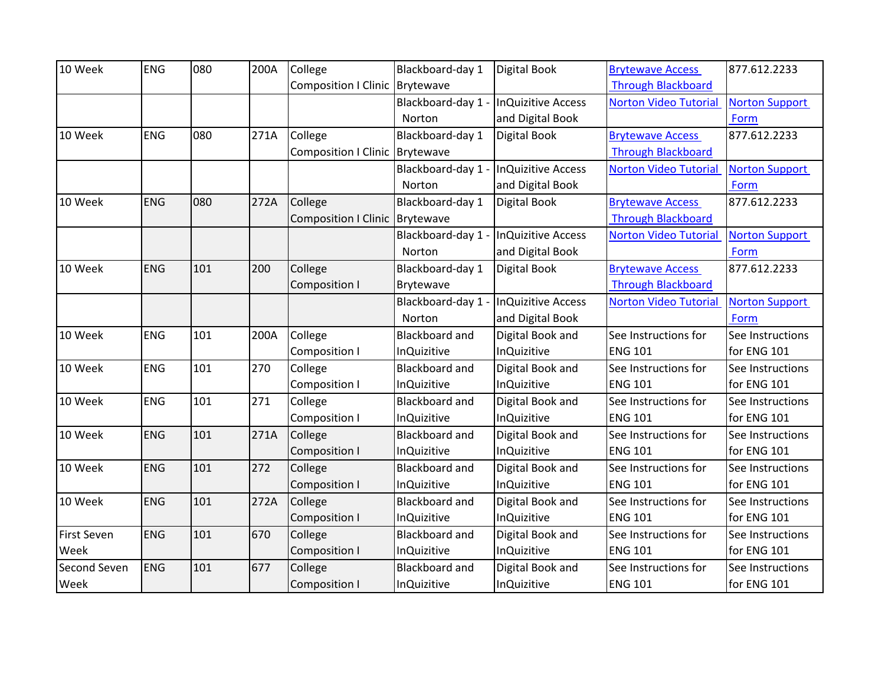| | | | | | | | | |
|---|---|---|---|---|---|---|---|---|
| 10 Week | ENG | 080 | 200A | College Composition I Clinic | Blackboard-day 1 Brytewave | Digital Book | Brytewave Access Through Blackboard | 877.612.2233 |
| | | | | | Blackboard-day 1 - Norton | InQuizitive Access and Digital Book | Norton Video Tutorial | Norton Support Form |
| 10 Week | ENG | 080 | 271A | College Composition I Clinic | Blackboard-day 1 Brytewave | Digital Book | Brytewave Access Through Blackboard | 877.612.2233 |
| | | | | | Blackboard-day 1 - Norton | InQuizitive Access and Digital Book | Norton Video Tutorial | Norton Support Form |
| 10 Week | ENG | 080 | 272A | College Composition I Clinic | Blackboard-day 1 Brytewave | Digital Book | Brytewave Access Through Blackboard | 877.612.2233 |
| | | | | | Blackboard-day 1 - Norton | InQuizitive Access and Digital Book | Norton Video Tutorial | Norton Support Form |
| 10 Week | ENG | 101 | 200 | College Composition I | Blackboard-day 1 Brytewave | Digital Book | Brytewave Access Through Blackboard | 877.612.2233 |
| | | | | | Blackboard-day 1 - Norton | InQuizitive Access and Digital Book | Norton Video Tutorial | Norton Support Form |
| 10 Week | ENG | 101 | 200A | College Composition I | Blackboard and InQuizitive | Digital Book and InQuizitive | See Instructions for ENG 101 | See Instructions for ENG 101 |
| 10 Week | ENG | 101 | 270 | College Composition I | Blackboard and InQuizitive | Digital Book and InQuizitive | See Instructions for ENG 101 | See Instructions for ENG 101 |
| 10 Week | ENG | 101 | 271 | College Composition I | Blackboard and InQuizitive | Digital Book and InQuizitive | See Instructions for ENG 101 | See Instructions for ENG 101 |
| 10 Week | ENG | 101 | 271A | College Composition I | Blackboard and InQuizitive | Digital Book and InQuizitive | See Instructions for ENG 101 | See Instructions for ENG 101 |
| 10 Week | ENG | 101 | 272 | College Composition I | Blackboard and InQuizitive | Digital Book and InQuizitive | See Instructions for ENG 101 | See Instructions for ENG 101 |
| 10 Week | ENG | 101 | 272A | College Composition I | Blackboard and InQuizitive | Digital Book and InQuizitive | See Instructions for ENG 101 | See Instructions for ENG 101 |
| First Seven Week | ENG | 101 | 670 | College Composition I | Blackboard and InQuizitive | Digital Book and InQuizitive | See Instructions for ENG 101 | See Instructions for ENG 101 |
| Second Seven Week | ENG | 101 | 677 | College Composition I | Blackboard and InQuizitive | Digital Book and InQuizitive | See Instructions for ENG 101 | See Instructions for ENG 101 |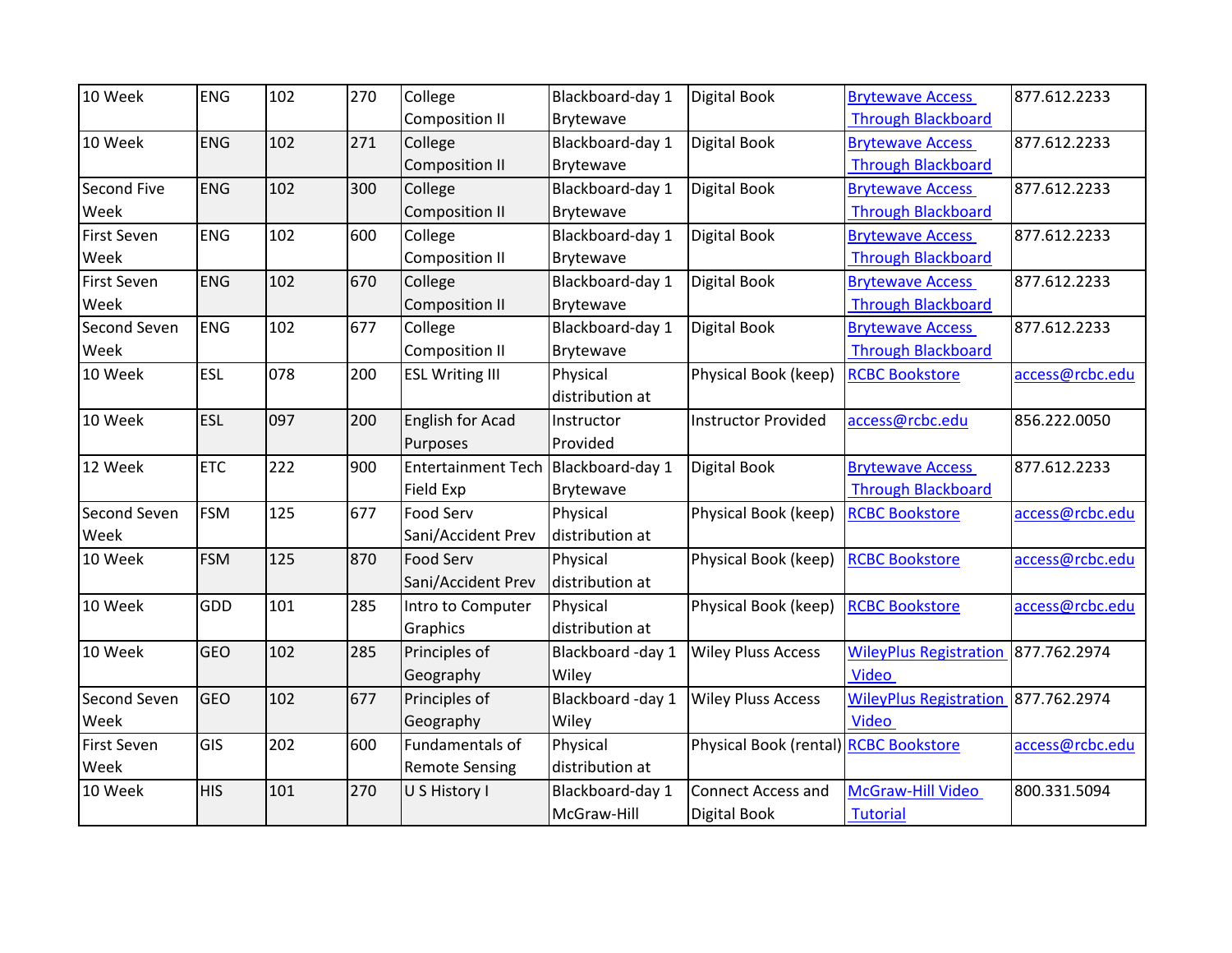| 10 Week | ENG | 102 | 270 | College Composition II | Blackboard-day 1 Brytewave | Digital Book | Brytewave Access Through Blackboard | 877.612.2233 |
|---|---|---|---|---|---|---|---|---|
| 10 Week | ENG | 102 | 271 | College Composition II | Blackboard-day 1 Brytewave | Digital Book | Brytewave Access Through Blackboard | 877.612.2233 |
| Second Five Week | ENG | 102 | 300 | College Composition II | Blackboard-day 1 Brytewave | Digital Book | Brytewave Access Through Blackboard | 877.612.2233 |
| First Seven Week | ENG | 102 | 600 | College Composition II | Blackboard-day 1 Brytewave | Digital Book | Brytewave Access Through Blackboard | 877.612.2233 |
| First Seven Week | ENG | 102 | 670 | College Composition II | Blackboard-day 1 Brytewave | Digital Book | Brytewave Access Through Blackboard | 877.612.2233 |
| Second Seven Week | ENG | 102 | 677 | College Composition II | Blackboard-day 1 Brytewave | Digital Book | Brytewave Access Through Blackboard | 877.612.2233 |
| 10 Week | ESL | 078 | 200 | ESL Writing III | Physical distribution at | Physical Book (keep) | RCBC Bookstore | access@rcbc.edu |
| 10 Week | ESL | 097 | 200 | English for Acad Purposes | Instructor Provided | Instructor Provided | access@rcbc.edu | 856.222.0050 |
| 12 Week | ETC | 222 | 900 | Entertainment Tech Field Exp | Blackboard-day 1 Brytewave | Digital Book | Brytewave Access Through Blackboard | 877.612.2233 |
| Second Seven Week | FSM | 125 | 677 | Food Serv Sani/Accident Prev | Physical distribution at | Physical Book (keep) | RCBC Bookstore | access@rcbc.edu |
| 10 Week | FSM | 125 | 870 | Food Serv Sani/Accident Prev | Physical distribution at | Physical Book (keep) | RCBC Bookstore | access@rcbc.edu |
| 10 Week | GDD | 101 | 285 | Intro to Computer Graphics | Physical distribution at | Physical Book (keep) | RCBC Bookstore | access@rcbc.edu |
| 10 Week | GEO | 102 | 285 | Principles of Geography | Blackboard -day 1 Wiley | Wiley Pluss Access | WileyPlus Registration Video | 877.762.2974 |
| Second Seven Week | GEO | 102 | 677 | Principles of Geography | Blackboard -day 1 Wiley | Wiley Pluss Access | WileyPlus Registration Video | 877.762.2974 |
| First Seven Week | GIS | 202 | 600 | Fundamentals of Remote Sensing | Physical distribution at | Physical Book (rental) | RCBC Bookstore | access@rcbc.edu |
| 10 Week | HIS | 101 | 270 | U S History I | Blackboard-day 1 McGraw-Hill | Connect Access and Digital Book | McGraw-Hill Video Tutorial | 800.331.5094 |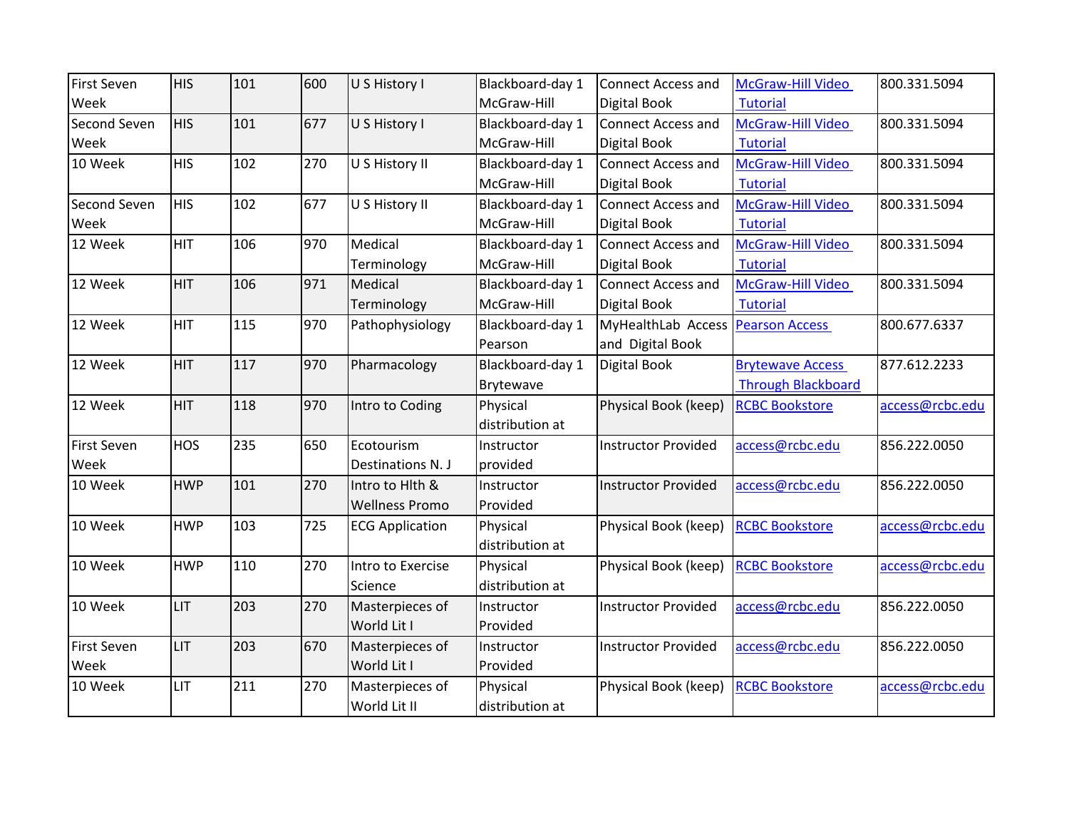| | | | | | | | | |
|---|---|---|---|---|---|---|---|---|
| First Seven Week | HIS | 101 | 600 | U S History I | Blackboard-day 1 McGraw-Hill | Connect Access and Digital Book | McGraw-Hill Video Tutorial | 800.331.5094 |
| Second Seven Week | HIS | 101 | 677 | U S History I | Blackboard-day 1 McGraw-Hill | Connect Access and Digital Book | McGraw-Hill Video Tutorial | 800.331.5094 |
| 10 Week | HIS | 102 | 270 | U S History II | Blackboard-day 1 McGraw-Hill | Connect Access and Digital Book | McGraw-Hill Video Tutorial | 800.331.5094 |
| Second Seven Week | HIS | 102 | 677 | U S History II | Blackboard-day 1 McGraw-Hill | Connect Access and Digital Book | McGraw-Hill Video Tutorial | 800.331.5094 |
| 12 Week | HIT | 106 | 970 | Medical Terminology | Blackboard-day 1 McGraw-Hill | Connect Access and Digital Book | McGraw-Hill Video Tutorial | 800.331.5094 |
| 12 Week | HIT | 106 | 971 | Medical Terminology | Blackboard-day 1 McGraw-Hill | Connect Access and Digital Book | McGraw-Hill Video Tutorial | 800.331.5094 |
| 12 Week | HIT | 115 | 970 | Pathophysiology | Blackboard-day 1 Pearson | MyHealthLab Access and Digital Book | Pearson Access | 800.677.6337 |
| 12 Week | HIT | 117 | 970 | Pharmacology | Blackboard-day 1 Brytewave | Digital Book | Brytewave Access Through Blackboard | 877.612.2233 |
| 12 Week | HIT | 118 | 970 | Intro to Coding | Physical distribution at | Physical Book (keep) | RCBC Bookstore | access@rcbc.edu |
| First Seven Week | HOS | 235 | 650 | Ecotourism Destinations N. J | Instructor provided | Instructor Provided | access@rcbc.edu | 856.222.0050 |
| 10 Week | HWP | 101 | 270 | Intro to Hlth & Wellness Promo | Instructor Provided | Instructor Provided | access@rcbc.edu | 856.222.0050 |
| 10 Week | HWP | 103 | 725 | ECG Application | Physical distribution at | Physical Book (keep) | RCBC Bookstore | access@rcbc.edu |
| 10 Week | HWP | 110 | 270 | Intro to Exercise Science | Physical distribution at | Physical Book (keep) | RCBC Bookstore | access@rcbc.edu |
| 10 Week | LIT | 203 | 270 | Masterpieces of World Lit I | Instructor Provided | Instructor Provided | access@rcbc.edu | 856.222.0050 |
| First Seven Week | LIT | 203 | 670 | Masterpieces of World Lit I | Instructor Provided | Instructor Provided | access@rcbc.edu | 856.222.0050 |
| 10 Week | LIT | 211 | 270 | Masterpieces of World Lit II | Physical distribution at | Physical Book (keep) | RCBC Bookstore | access@rcbc.edu |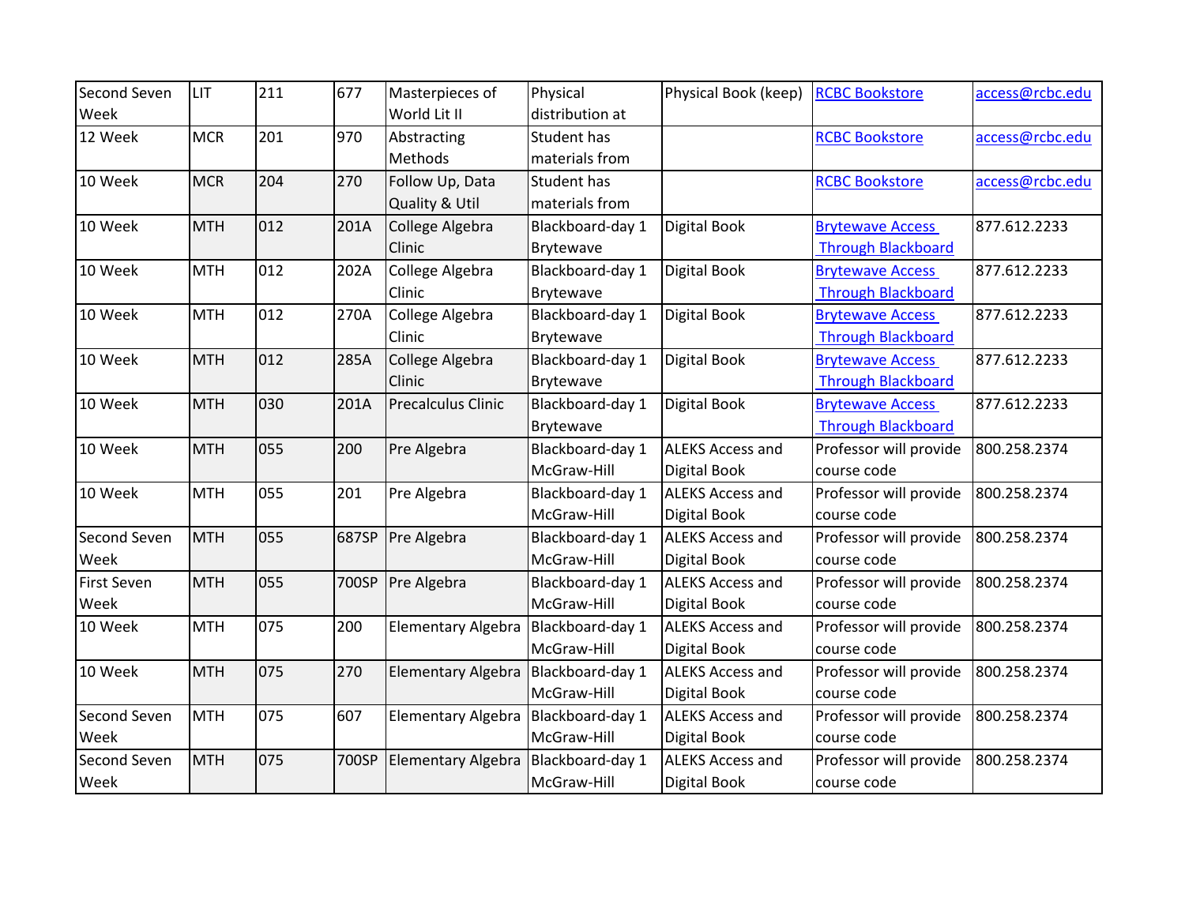| | | | | | | | | |
|---|---|---|---|---|---|---|---|---|
| Second Seven Week | LIT | 211 | 677 | Masterpieces of World Lit II | Physical distribution at | Physical Book (keep) | RCBC Bookstore | access@rcbc.edu |
| 12 Week | MCR | 201 | 970 | Abstracting Methods | Student has materials from | | RCBC Bookstore | access@rcbc.edu |
| 10 Week | MCR | 204 | 270 | Follow Up, Data Quality & Util | Student has materials from | | RCBC Bookstore | access@rcbc.edu |
| 10 Week | MTH | 012 | 201A | College Algebra Clinic | Blackboard-day 1 Brytewave | Digital Book | Brytewave Access Through Blackboard | 877.612.2233 |
| 10 Week | MTH | 012 | 202A | College Algebra Clinic | Blackboard-day 1 Brytewave | Digital Book | Brytewave Access Through Blackboard | 877.612.2233 |
| 10 Week | MTH | 012 | 270A | College Algebra Clinic | Blackboard-day 1 Brytewave | Digital Book | Brytewave Access Through Blackboard | 877.612.2233 |
| 10 Week | MTH | 012 | 285A | College Algebra Clinic | Blackboard-day 1 Brytewave | Digital Book | Brytewave Access Through Blackboard | 877.612.2233 |
| 10 Week | MTH | 030 | 201A | Precalculus Clinic | Blackboard-day 1 Brytewave | Digital Book | Brytewave Access Through Blackboard | 877.612.2233 |
| 10 Week | MTH | 055 | 200 | Pre Algebra | Blackboard-day 1 McGraw-Hill | ALEKS Access and Digital Book | Professor will provide course code | 800.258.2374 |
| 10 Week | MTH | 055 | 201 | Pre Algebra | Blackboard-day 1 McGraw-Hill | ALEKS Access and Digital Book | Professor will provide course code | 800.258.2374 |
| Second Seven Week | MTH | 055 | 687SP | Pre Algebra | Blackboard-day 1 McGraw-Hill | ALEKS Access and Digital Book | Professor will provide course code | 800.258.2374 |
| First Seven Week | MTH | 055 | 700SP | Pre Algebra | Blackboard-day 1 McGraw-Hill | ALEKS Access and Digital Book | Professor will provide course code | 800.258.2374 |
| 10 Week | MTH | 075 | 200 | Elementary Algebra | Blackboard-day 1 McGraw-Hill | ALEKS Access and Digital Book | Professor will provide course code | 800.258.2374 |
| 10 Week | MTH | 075 | 270 | Elementary Algebra | Blackboard-day 1 McGraw-Hill | ALEKS Access and Digital Book | Professor will provide course code | 800.258.2374 |
| Second Seven Week | MTH | 075 | 607 | Elementary Algebra | Blackboard-day 1 McGraw-Hill | ALEKS Access and Digital Book | Professor will provide course code | 800.258.2374 |
| Second Seven Week | MTH | 075 | 700SP | Elementary Algebra | Blackboard-day 1 McGraw-Hill | ALEKS Access and Digital Book | Professor will provide course code | 800.258.2374 |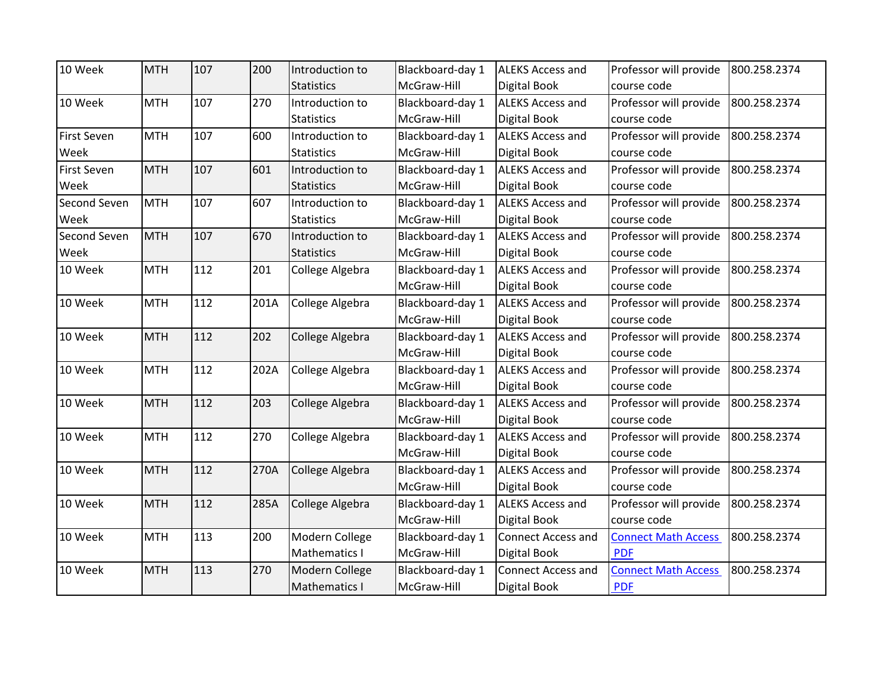| | | | | | | | | |
|---|---|---|---|---|---|---|---|---|
| 10 Week | MTH | 107 | 200 | Introduction to Statistics | Blackboard-day 1 McGraw-Hill | ALEKS Access and Digital Book | Professor will provide course code | 800.258.2374 |
| 10 Week | MTH | 107 | 270 | Introduction to Statistics | Blackboard-day 1 McGraw-Hill | ALEKS Access and Digital Book | Professor will provide course code | 800.258.2374 |
| First Seven Week | MTH | 107 | 600 | Introduction to Statistics | Blackboard-day 1 McGraw-Hill | ALEKS Access and Digital Book | Professor will provide course code | 800.258.2374 |
| First Seven Week | MTH | 107 | 601 | Introduction to Statistics | Blackboard-day 1 McGraw-Hill | ALEKS Access and Digital Book | Professor will provide course code | 800.258.2374 |
| Second Seven Week | MTH | 107 | 607 | Introduction to Statistics | Blackboard-day 1 McGraw-Hill | ALEKS Access and Digital Book | Professor will provide course code | 800.258.2374 |
| Second Seven Week | MTH | 107 | 670 | Introduction to Statistics | Blackboard-day 1 McGraw-Hill | ALEKS Access and Digital Book | Professor will provide course code | 800.258.2374 |
| 10 Week | MTH | 112 | 201 | College Algebra | Blackboard-day 1 McGraw-Hill | ALEKS Access and Digital Book | Professor will provide course code | 800.258.2374 |
| 10 Week | MTH | 112 | 201A | College Algebra | Blackboard-day 1 McGraw-Hill | ALEKS Access and Digital Book | Professor will provide course code | 800.258.2374 |
| 10 Week | MTH | 112 | 202 | College Algebra | Blackboard-day 1 McGraw-Hill | ALEKS Access and Digital Book | Professor will provide course code | 800.258.2374 |
| 10 Week | MTH | 112 | 202A | College Algebra | Blackboard-day 1 McGraw-Hill | ALEKS Access and Digital Book | Professor will provide course code | 800.258.2374 |
| 10 Week | MTH | 112 | 203 | College Algebra | Blackboard-day 1 McGraw-Hill | ALEKS Access and Digital Book | Professor will provide course code | 800.258.2374 |
| 10 Week | MTH | 112 | 270 | College Algebra | Blackboard-day 1 McGraw-Hill | ALEKS Access and Digital Book | Professor will provide course code | 800.258.2374 |
| 10 Week | MTH | 112 | 270A | College Algebra | Blackboard-day 1 McGraw-Hill | ALEKS Access and Digital Book | Professor will provide course code | 800.258.2374 |
| 10 Week | MTH | 112 | 285A | College Algebra | Blackboard-day 1 McGraw-Hill | ALEKS Access and Digital Book | Professor will provide course code | 800.258.2374 |
| 10 Week | MTH | 113 | 200 | Modern College Mathematics I | Blackboard-day 1 McGraw-Hill | Connect Access and Digital Book | Connect Math Access PDF | 800.258.2374 |
| 10 Week | MTH | 113 | 270 | Modern College Mathematics I | Blackboard-day 1 McGraw-Hill | Connect Access and Digital Book | Connect Math Access PDF | 800.258.2374 |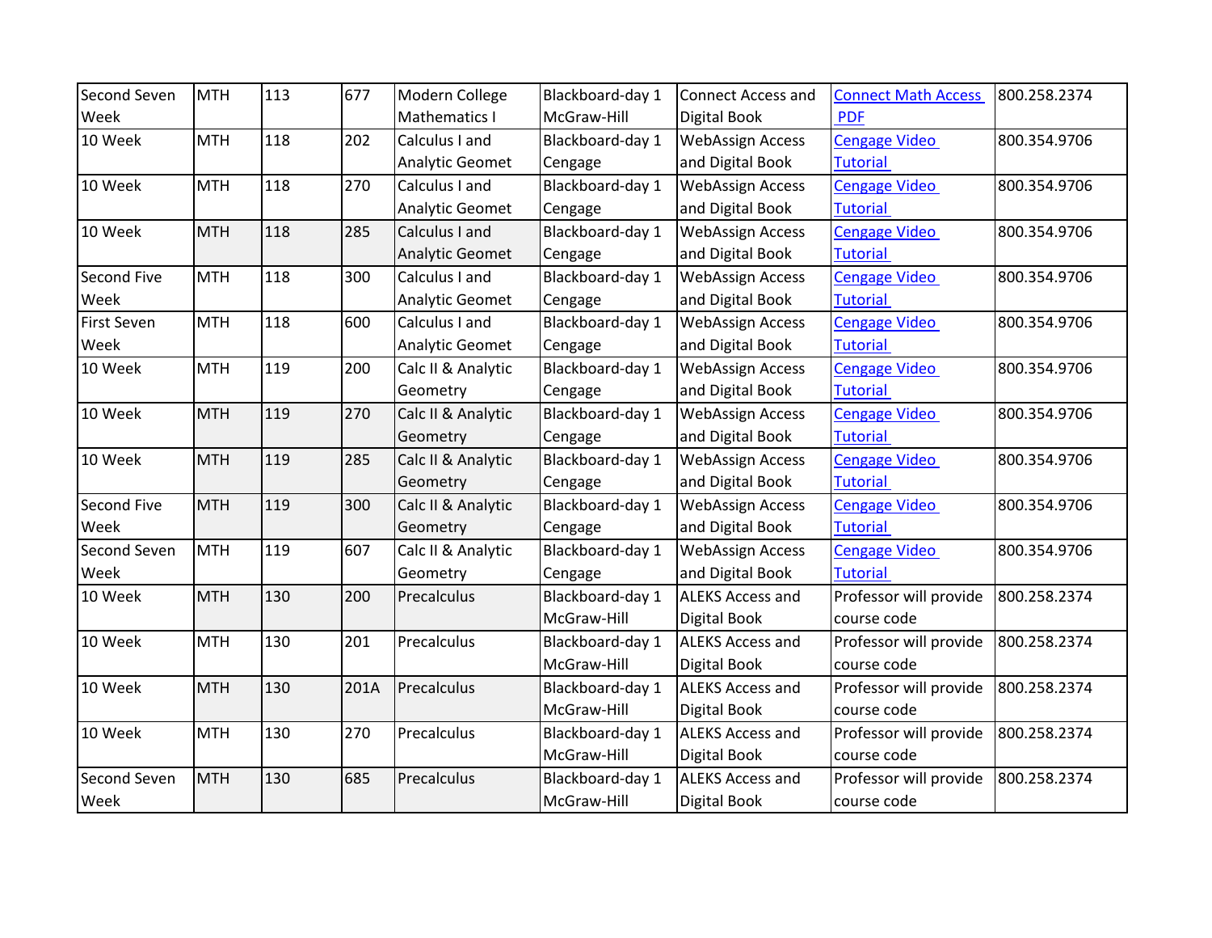| | | | | | | | | |
|---|---|---|---|---|---|---|---|---|
| Second Seven Week | MTH | 113 | 677 | Modern College Mathematics I | Blackboard-day 1 McGraw-Hill | Connect Access and Digital Book | Connect Math Access PDF | 800.258.2374 |
| 10 Week | MTH | 118 | 202 | Calculus I and Analytic Geomet | Blackboard-day 1 Cengage | WebAssign Access and Digital Book | Cengage Video Tutorial | 800.354.9706 |
| 10 Week | MTH | 118 | 270 | Calculus I and Analytic Geomet | Blackboard-day 1 Cengage | WebAssign Access and Digital Book | Cengage Video Tutorial | 800.354.9706 |
| 10 Week | MTH | 118 | 285 | Calculus I and Analytic Geomet | Blackboard-day 1 Cengage | WebAssign Access and Digital Book | Cengage Video Tutorial | 800.354.9706 |
| Second Five Week | MTH | 118 | 300 | Calculus I and Analytic Geomet | Blackboard-day 1 Cengage | WebAssign Access and Digital Book | Cengage Video Tutorial | 800.354.9706 |
| First Seven Week | MTH | 118 | 600 | Calculus I and Analytic Geomet | Blackboard-day 1 Cengage | WebAssign Access and Digital Book | Cengage Video Tutorial | 800.354.9706 |
| 10 Week | MTH | 119 | 200 | Calc II & Analytic Geometry | Blackboard-day 1 Cengage | WebAssign Access and Digital Book | Cengage Video Tutorial | 800.354.9706 |
| 10 Week | MTH | 119 | 270 | Calc II & Analytic Geometry | Blackboard-day 1 Cengage | WebAssign Access and Digital Book | Cengage Video Tutorial | 800.354.9706 |
| 10 Week | MTH | 119 | 285 | Calc II & Analytic Geometry | Blackboard-day 1 Cengage | WebAssign Access and Digital Book | Cengage Video Tutorial | 800.354.9706 |
| Second Five Week | MTH | 119 | 300 | Calc II & Analytic Geometry | Blackboard-day 1 Cengage | WebAssign Access and Digital Book | Cengage Video Tutorial | 800.354.9706 |
| Second Seven Week | MTH | 119 | 607 | Calc II & Analytic Geometry | Blackboard-day 1 Cengage | WebAssign Access and Digital Book | Cengage Video Tutorial | 800.354.9706 |
| 10 Week | MTH | 130 | 200 | Precalculus | Blackboard-day 1 McGraw-Hill | ALEKS Access and Digital Book | Professor will provide course code | 800.258.2374 |
| 10 Week | MTH | 130 | 201 | Precalculus | Blackboard-day 1 McGraw-Hill | ALEKS Access and Digital Book | Professor will provide course code | 800.258.2374 |
| 10 Week | MTH | 130 | 201A | Precalculus | Blackboard-day 1 McGraw-Hill | ALEKS Access and Digital Book | Professor will provide course code | 800.258.2374 |
| 10 Week | MTH | 130 | 270 | Precalculus | Blackboard-day 1 McGraw-Hill | ALEKS Access and Digital Book | Professor will provide course code | 800.258.2374 |
| Second Seven Week | MTH | 130 | 685 | Precalculus | Blackboard-day 1 McGraw-Hill | ALEKS Access and Digital Book | Professor will provide course code | 800.258.2374 |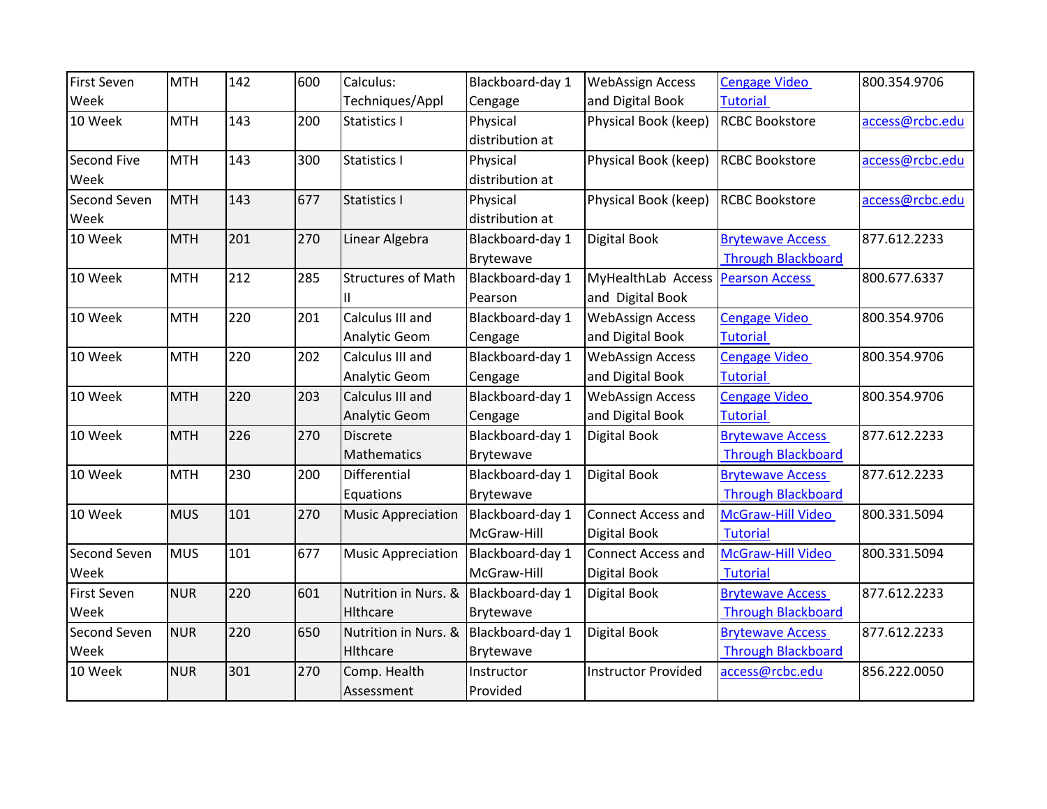| First Seven Week | MTH | 142 | 600 | Calculus: Techniques/Appl | Blackboard-day 1 Cengage | WebAssign Access and Digital Book | Cengage Video Tutorial | 800.354.9706 |
|---|---|---|---|---|---|---|---|---|
| 10 Week | MTH | 143 | 200 | Statistics I | Physical distribution at | Physical Book (keep) | RCBC Bookstore | access@rcbc.edu |
| Second Five Week | MTH | 143 | 300 | Statistics I | Physical distribution at | Physical Book (keep) | RCBC Bookstore | access@rcbc.edu |
| Second Seven Week | MTH | 143 | 677 | Statistics I | Physical distribution at | Physical Book (keep) | RCBC Bookstore | access@rcbc.edu |
| 10 Week | MTH | 201 | 270 | Linear Algebra | Blackboard-day 1 Brytewave | Digital Book | Brytewave Access Through Blackboard | 877.612.2233 |
| 10 Week | MTH | 212 | 285 | Structures of Math II | Blackboard-day 1 Pearson | MyHealthLab Access and Digital Book | Pearson Access | 800.677.6337 |
| 10 Week | MTH | 220 | 201 | Calculus III and Analytic Geom | Blackboard-day 1 Cengage | WebAssign Access and Digital Book | Cengage Video Tutorial | 800.354.9706 |
| 10 Week | MTH | 220 | 202 | Calculus III and Analytic Geom | Blackboard-day 1 Cengage | WebAssign Access and Digital Book | Cengage Video Tutorial | 800.354.9706 |
| 10 Week | MTH | 220 | 203 | Calculus III and Analytic Geom | Blackboard-day 1 Cengage | WebAssign Access and Digital Book | Cengage Video Tutorial | 800.354.9706 |
| 10 Week | MTH | 226 | 270 | Discrete Mathematics | Blackboard-day 1 Brytewave | Digital Book | Brytewave Access Through Blackboard | 877.612.2233 |
| 10 Week | MTH | 230 | 200 | Differential Equations | Blackboard-day 1 Brytewave | Digital Book | Brytewave Access Through Blackboard | 877.612.2233 |
| 10 Week | MUS | 101 | 270 | Music Appreciation | Blackboard-day 1 McGraw-Hill | Connect Access and Digital Book | McGraw-Hill Video Tutorial | 800.331.5094 |
| Second Seven Week | MUS | 101 | 677 | Music Appreciation | Blackboard-day 1 McGraw-Hill | Connect Access and Digital Book | McGraw-Hill Video Tutorial | 800.331.5094 |
| First Seven Week | NUR | 220 | 601 | Nutrition in Nurs. & Hlthcare | Blackboard-day 1 Brytewave | Digital Book | Brytewave Access Through Blackboard | 877.612.2233 |
| Second Seven Week | NUR | 220 | 650 | Nutrition in Nurs. & Hlthcare | Blackboard-day 1 Brytewave | Digital Book | Brytewave Access Through Blackboard | 877.612.2233 |
| 10 Week | NUR | 301 | 270 | Comp. Health Assessment | Instructor Provided | Instructor Provided | access@rcbc.edu | 856.222.0050 |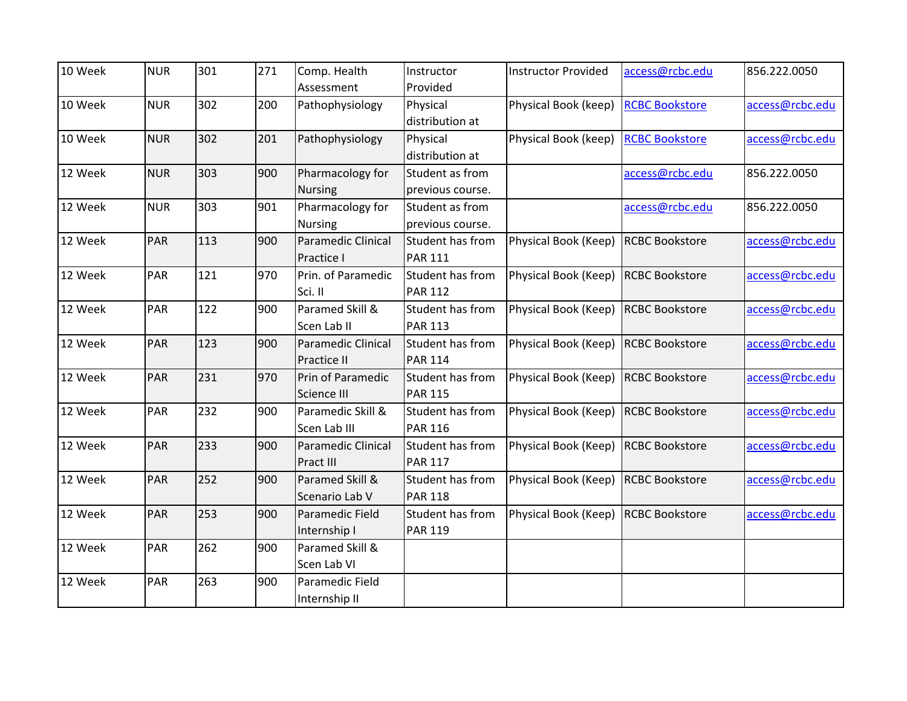| | | | | | | | | |
|---|---|---|---|---|---|---|---|---|
| 10 Week | NUR | 301 | 271 | Comp. Health Assessment | Instructor Provided | Instructor Provided | access@rcbc.edu | 856.222.0050 |
| 10 Week | NUR | 302 | 200 | Pathophysiology | Physical distribution at | Physical Book (keep) | RCBC Bookstore | access@rcbc.edu |
| 10 Week | NUR | 302 | 201 | Pathophysiology | Physical distribution at | Physical Book (keep) | RCBC Bookstore | access@rcbc.edu |
| 12 Week | NUR | 303 | 900 | Pharmacology for Nursing | Student as from previous course. | | access@rcbc.edu | 856.222.0050 |
| 12 Week | NUR | 303 | 901 | Pharmacology for Nursing | Student as from previous course. | | access@rcbc.edu | 856.222.0050 |
| 12 Week | PAR | 113 | 900 | Paramedic Clinical Practice I | Student has from PAR 111 | Physical Book (Keep) | RCBC Bookstore | access@rcbc.edu |
| 12 Week | PAR | 121 | 970 | Prin. of Paramedic Sci. II | Student has from PAR 112 | Physical Book (Keep) | RCBC Bookstore | access@rcbc.edu |
| 12 Week | PAR | 122 | 900 | Paramed Skill & Scen Lab II | Student has from PAR 113 | Physical Book (Keep) | RCBC Bookstore | access@rcbc.edu |
| 12 Week | PAR | 123 | 900 | Paramedic Clinical Practice II | Student has from PAR 114 | Physical Book (Keep) | RCBC Bookstore | access@rcbc.edu |
| 12 Week | PAR | 231 | 970 | Prin of Paramedic Science III | Student has from PAR 115 | Physical Book (Keep) | RCBC Bookstore | access@rcbc.edu |
| 12 Week | PAR | 232 | 900 | Paramedic Skill & Scen Lab III | Student has from PAR 116 | Physical Book (Keep) | RCBC Bookstore | access@rcbc.edu |
| 12 Week | PAR | 233 | 900 | Paramedic Clinical Pract III | Student has from PAR 117 | Physical Book (Keep) | RCBC Bookstore | access@rcbc.edu |
| 12 Week | PAR | 252 | 900 | Paramed Skill & Scenario Lab V | Student has from PAR 118 | Physical Book (Keep) | RCBC Bookstore | access@rcbc.edu |
| 12 Week | PAR | 253 | 900 | Paramedic Field Internship I | Student has from PAR 119 | Physical Book (Keep) | RCBC Bookstore | access@rcbc.edu |
| 12 Week | PAR | 262 | 900 | Paramed Skill & Scen Lab VI | | | | |
| 12 Week | PAR | 263 | 900 | Paramedic Field Internship II | | | | |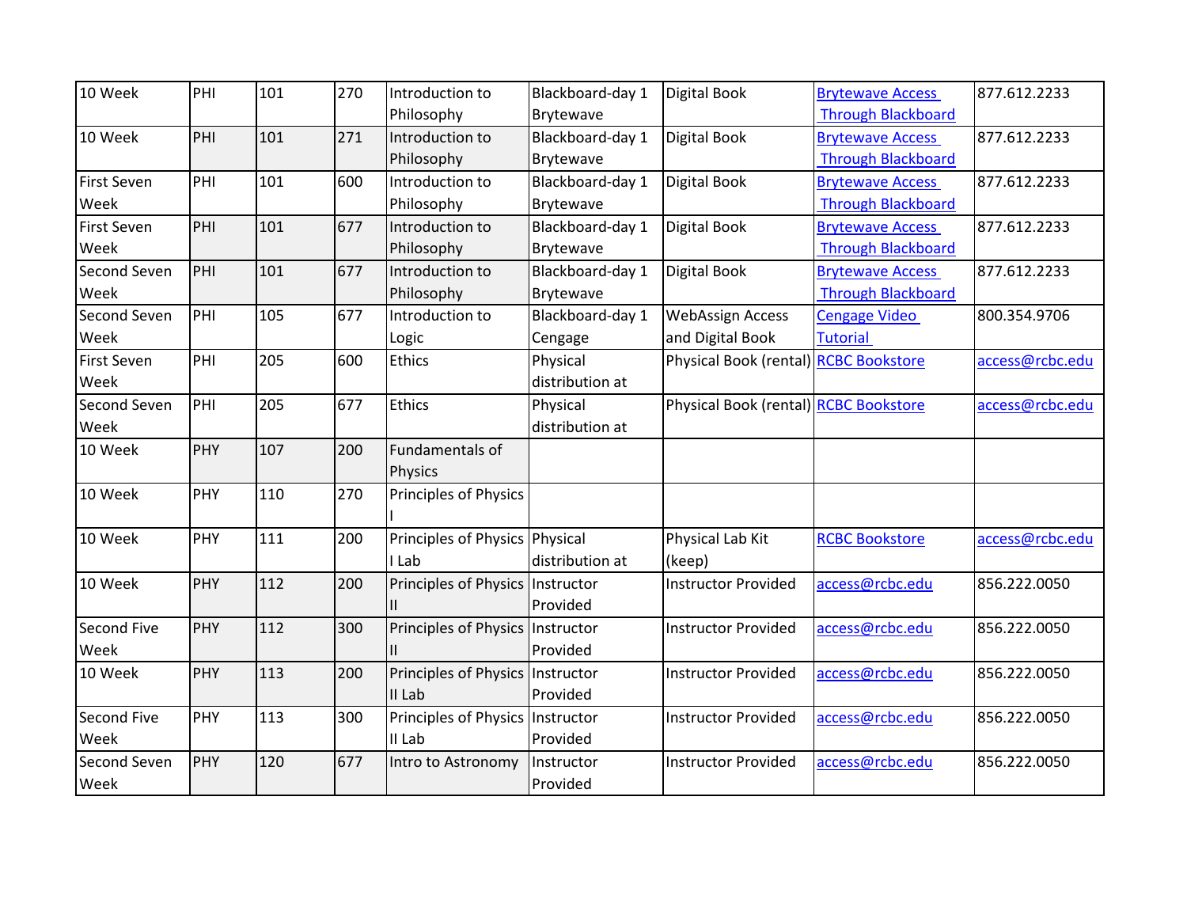| 10 Week | PHI | 101 | 270 | Introduction to Philosophy | Blackboard-day 1 Brytewave | Digital Book | Brytewave Access Through Blackboard | 877.612.2233 |
|---|---|---|---|---|---|---|---|---|
| 10 Week | PHI | 101 | 271 | Introduction to Philosophy | Blackboard-day 1 Brytewave | Digital Book | Brytewave Access Through Blackboard | 877.612.2233 |
| First Seven Week | PHI | 101 | 600 | Introduction to Philosophy | Blackboard-day 1 Brytewave | Digital Book | Brytewave Access Through Blackboard | 877.612.2233 |
| First Seven Week | PHI | 101 | 677 | Introduction to Philosophy | Blackboard-day 1 Brytewave | Digital Book | Brytewave Access Through Blackboard | 877.612.2233 |
| Second Seven Week | PHI | 101 | 677 | Introduction to Philosophy | Blackboard-day 1 Brytewave | Digital Book | Brytewave Access Through Blackboard | 877.612.2233 |
| Second Seven Week | PHI | 105 | 677 | Introduction to Logic | Blackboard-day 1 Cengage | WebAssign Access and Digital Book | Cengage Video Tutorial | 800.354.9706 |
| First Seven Week | PHI | 205 | 600 | Ethics | Physical distribution at | Physical Book (rental) | RCBC Bookstore | access@rcbc.edu |
| Second Seven Week | PHI | 205 | 677 | Ethics | Physical distribution at | Physical Book (rental) | RCBC Bookstore | access@rcbc.edu |
| 10 Week | PHY | 107 | 200 | Fundamentals of Physics | | | | |
| 10 Week | PHY | 110 | 270 | Principles of Physics I | | | | |
| 10 Week | PHY | 111 | 200 | Principles of Physics I Lab | Physical distribution at | Physical Lab Kit (keep) | RCBC Bookstore | access@rcbc.edu |
| 10 Week | PHY | 112 | 200 | Principles of Physics II | Instructor Provided | Instructor Provided | access@rcbc.edu | 856.222.0050 |
| Second Five Week | PHY | 112 | 300 | Principles of Physics II | Instructor Provided | Instructor Provided | access@rcbc.edu | 856.222.0050 |
| 10 Week | PHY | 113 | 200 | Principles of Physics II Lab | Instructor Provided | Instructor Provided | access@rcbc.edu | 856.222.0050 |
| Second Five Week | PHY | 113 | 300 | Principles of Physics II Lab | Instructor Provided | Instructor Provided | access@rcbc.edu | 856.222.0050 |
| Second Seven Week | PHY | 120 | 677 | Intro to Astronomy | Instructor Provided | Instructor Provided | access@rcbc.edu | 856.222.0050 |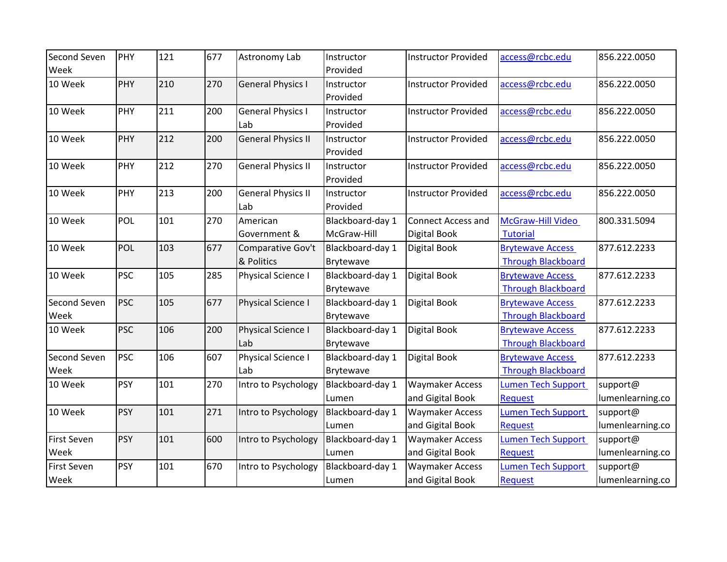| | | | | | | | | |
|---|---|---|---|---|---|---|---|---|
| Second Seven Week | PHY | 121 | 677 | Astronomy Lab | Instructor Provided | Instructor Provided | access@rcbc.edu | 856.222.0050 |
| 10 Week | PHY | 210 | 270 | General Physics I | Instructor Provided | Instructor Provided | access@rcbc.edu | 856.222.0050 |
| 10 Week | PHY | 211 | 200 | General Physics I Lab | Instructor Provided | Instructor Provided | access@rcbc.edu | 856.222.0050 |
| 10 Week | PHY | 212 | 200 | General Physics II | Instructor Provided | Instructor Provided | access@rcbc.edu | 856.222.0050 |
| 10 Week | PHY | 212 | 270 | General Physics II | Instructor Provided | Instructor Provided | access@rcbc.edu | 856.222.0050 |
| 10 Week | PHY | 213 | 200 | General Physics II Lab | Instructor Provided | Instructor Provided | access@rcbc.edu | 856.222.0050 |
| 10 Week | POL | 101 | 270 | American Government & | Blackboard-day 1 McGraw-Hill | Connect Access and Digital Book | McGraw-Hill Video Tutorial | 800.331.5094 |
| 10 Week | POL | 103 | 677 | Comparative Gov't & Politics | Blackboard-day 1 Brytewave | Digital Book | Brytewave Access Through Blackboard | 877.612.2233 |
| 10 Week | PSC | 105 | 285 | Physical Science I | Blackboard-day 1 Brytewave | Digital Book | Brytewave Access Through Blackboard | 877.612.2233 |
| Second Seven Week | PSC | 105 | 677 | Physical Science I | Blackboard-day 1 Brytewave | Digital Book | Brytewave Access Through Blackboard | 877.612.2233 |
| 10 Week | PSC | 106 | 200 | Physical Science I Lab | Blackboard-day 1 Brytewave | Digital Book | Brytewave Access Through Blackboard | 877.612.2233 |
| Second Seven Week | PSC | 106 | 607 | Physical Science I Lab | Blackboard-day 1 Brytewave | Digital Book | Brytewave Access Through Blackboard | 877.612.2233 |
| 10 Week | PSY | 101 | 270 | Intro to Psychology | Blackboard-day 1 Lumen | Waymaker Access and Gigital Book | Lumen Tech Support Request | support@ lumenlearning.co |
| 10 Week | PSY | 101 | 271 | Intro to Psychology | Blackboard-day 1 Lumen | Waymaker Access and Gigital Book | Lumen Tech Support Request | support@ lumenlearning.co |
| First Seven Week | PSY | 101 | 600 | Intro to Psychology | Blackboard-day 1 Lumen | Waymaker Access and Gigital Book | Lumen Tech Support Request | support@ lumenlearning.co |
| First Seven Week | PSY | 101 | 670 | Intro to Psychology | Blackboard-day 1 Lumen | Waymaker Access and Gigital Book | Lumen Tech Support Request | support@ lumenlearning.co |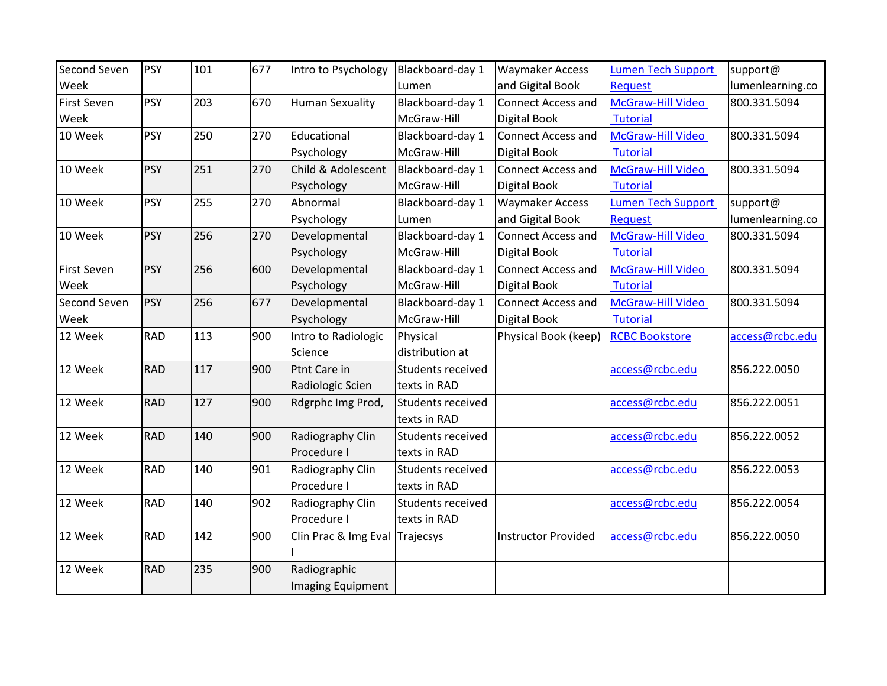| Second Seven Week | PSY | 101 | 677 | Intro to Psychology | Blackboard-day 1 Lumen | Waymaker Access and Gigital Book | Lumen Tech Support Request | support@ lumenlearning.co |
|---|---|---|---|---|---|---|---|---|
| First Seven Week | PSY | 203 | 670 | Human Sexuality | Blackboard-day 1 McGraw-Hill | Connect Access and Digital Book | McGraw-Hill Video Tutorial | 800.331.5094 |
| 10 Week | PSY | 250 | 270 | Educational Psychology | Blackboard-day 1 McGraw-Hill | Connect Access and Digital Book | McGraw-Hill Video Tutorial | 800.331.5094 |
| 10 Week | PSY | 251 | 270 | Child & Adolescent Psychology | Blackboard-day 1 McGraw-Hill | Connect Access and Digital Book | McGraw-Hill Video Tutorial | 800.331.5094 |
| 10 Week | PSY | 255 | 270 | Abnormal Psychology | Blackboard-day 1 Lumen | Waymaker Access and Gigital Book | Lumen Tech Support Request | support@ lumenlearning.co |
| 10 Week | PSY | 256 | 270 | Developmental Psychology | Blackboard-day 1 McGraw-Hill | Connect Access and Digital Book | McGraw-Hill Video Tutorial | 800.331.5094 |
| First Seven Week | PSY | 256 | 600 | Developmental Psychology | Blackboard-day 1 McGraw-Hill | Connect Access and Digital Book | McGraw-Hill Video Tutorial | 800.331.5094 |
| Second Seven Week | PSY | 256 | 677 | Developmental Psychology | Blackboard-day 1 McGraw-Hill | Connect Access and Digital Book | McGraw-Hill Video Tutorial | 800.331.5094 |
| 12 Week | RAD | 113 | 900 | Intro to Radiologic Science | Physical distribution at | Physical Book (keep) | RCBC Bookstore | access@rcbc.edu |
| 12 Week | RAD | 117 | 900 | Ptnt Care in Radiologic Scien | Students received texts in RAD | | access@rcbc.edu | 856.222.0050 |
| 12 Week | RAD | 127 | 900 | Rdgrphc Img Prod, | Students received texts in RAD | | access@rcbc.edu | 856.222.0051 |
| 12 Week | RAD | 140 | 900 | Radiography Clin Procedure I | Students received texts in RAD | | access@rcbc.edu | 856.222.0052 |
| 12 Week | RAD | 140 | 901 | Radiography Clin Procedure I | Students received texts in RAD | | access@rcbc.edu | 856.222.0053 |
| 12 Week | RAD | 140 | 902 | Radiography Clin Procedure I | Students received texts in RAD | | access@rcbc.edu | 856.222.0054 |
| 12 Week | RAD | 142 | 900 | Clin Prac & Img Eval I | Trajecsys | Instructor Provided | access@rcbc.edu | 856.222.0050 |
| 12 Week | RAD | 235 | 900 | Radiographic Imaging Equipment | | | | |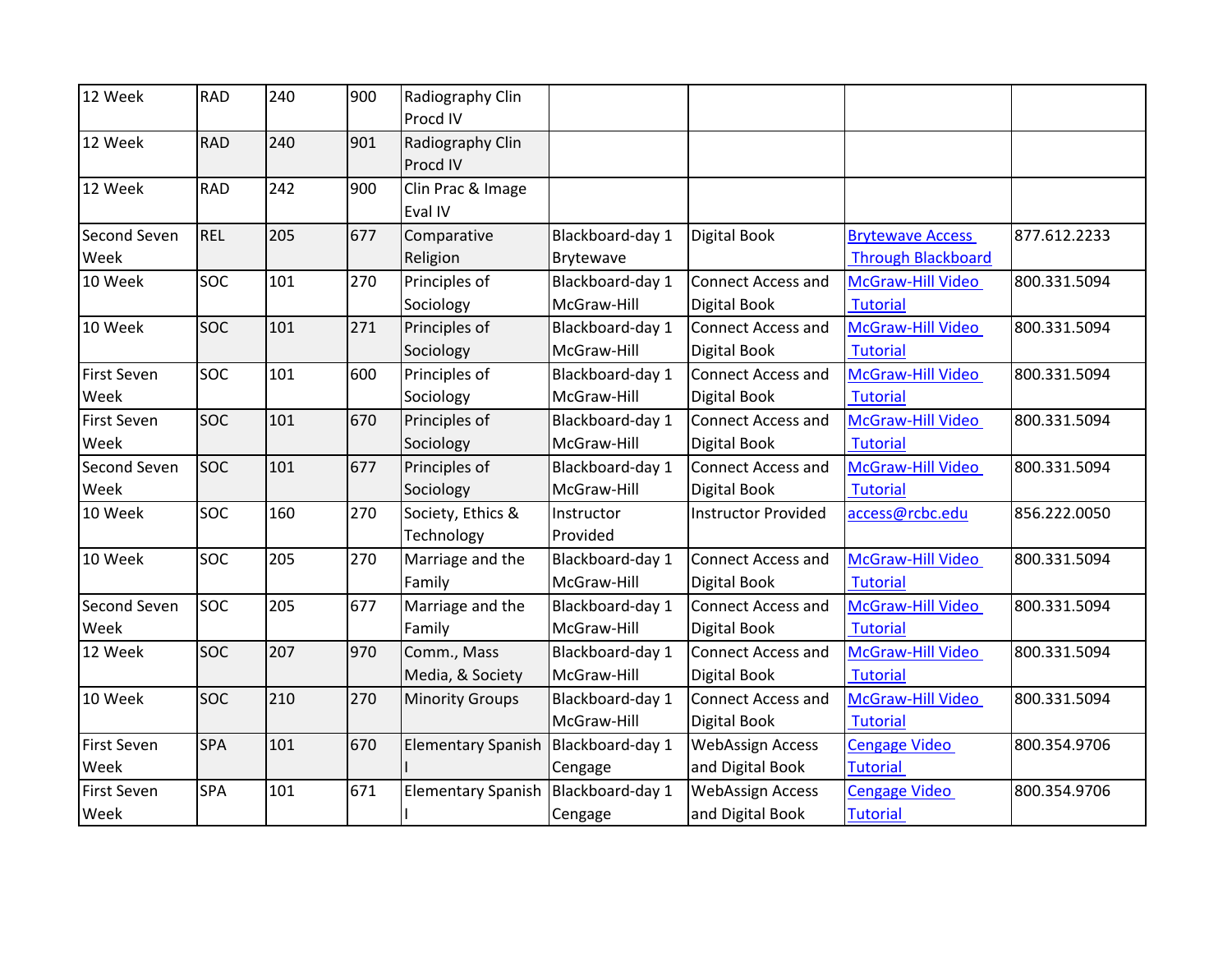| 12 Week | RAD | 240 | 900 | Radiography Clin Procd IV | | | | |
|---|---|---|---|---|---|---|---|---|
| 12 Week | RAD | 240 | 901 | Radiography Clin Procd IV | | | | |
| 12 Week | RAD | 242 | 900 | Clin Prac & Image Eval IV | | | | |
| Second Seven Week | REL | 205 | 677 | Comparative Religion | Blackboard-day 1 Brytewave | Digital Book | Brytewave Access Through Blackboard | 877.612.2233 |
| 10 Week | SOC | 101 | 270 | Principles of Sociology | Blackboard-day 1 McGraw-Hill | Connect Access and Digital Book | McGraw-Hill Video Tutorial | 800.331.5094 |
| 10 Week | SOC | 101 | 271 | Principles of Sociology | Blackboard-day 1 McGraw-Hill | Connect Access and Digital Book | McGraw-Hill Video Tutorial | 800.331.5094 |
| First Seven Week | SOC | 101 | 600 | Principles of Sociology | Blackboard-day 1 McGraw-Hill | Connect Access and Digital Book | McGraw-Hill Video Tutorial | 800.331.5094 |
| First Seven Week | SOC | 101 | 670 | Principles of Sociology | Blackboard-day 1 McGraw-Hill | Connect Access and Digital Book | McGraw-Hill Video Tutorial | 800.331.5094 |
| Second Seven Week | SOC | 101 | 677 | Principles of Sociology | Blackboard-day 1 McGraw-Hill | Connect Access and Digital Book | McGraw-Hill Video Tutorial | 800.331.5094 |
| 10 Week | SOC | 160 | 270 | Society, Ethics & Technology | Instructor Provided | Instructor Provided | access@rcbc.edu | 856.222.0050 |
| 10 Week | SOC | 205 | 270 | Marriage and the Family | Blackboard-day 1 McGraw-Hill | Connect Access and Digital Book | McGraw-Hill Video Tutorial | 800.331.5094 |
| Second Seven Week | SOC | 205 | 677 | Marriage and the Family | Blackboard-day 1 McGraw-Hill | Connect Access and Digital Book | McGraw-Hill Video Tutorial | 800.331.5094 |
| 12 Week | SOC | 207 | 970 | Comm., Mass Media, & Society | Blackboard-day 1 McGraw-Hill | Connect Access and Digital Book | McGraw-Hill Video Tutorial | 800.331.5094 |
| 10 Week | SOC | 210 | 270 | Minority Groups | Blackboard-day 1 McGraw-Hill | Connect Access and Digital Book | McGraw-Hill Video Tutorial | 800.331.5094 |
| First Seven Week | SPA | 101 | 670 | Elementary Spanish I | Blackboard-day 1 Cengage | WebAssign Access and Digital Book | Cengage Video Tutorial | 800.354.9706 |
| First Seven Week | SPA | 101 | 671 | Elementary Spanish I | Blackboard-day 1 Cengage | WebAssign Access and Digital Book | Cengage Video Tutorial | 800.354.9706 |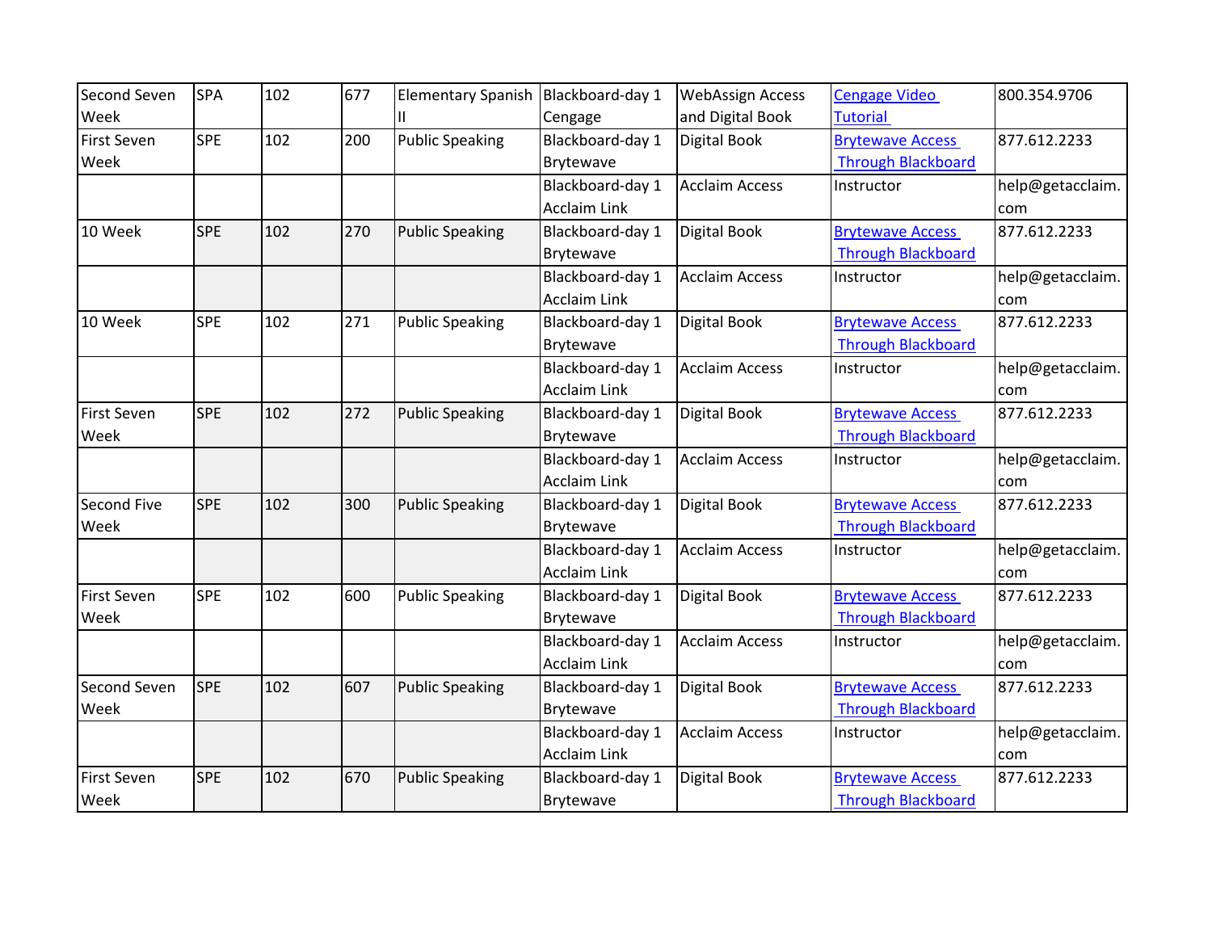| Second Seven Week | SPA | 102 | 677 | Elementary Spanish II | Blackboard-day 1 Cengage | WebAssign Access and Digital Book | Cengage Video Tutorial | 800.354.9706 |
|---|---|---|---|---|---|---|---|---|
| First Seven Week | SPE | 102 | 200 | Public Speaking | Blackboard-day 1 Brytewave | Digital Book | Brytewave Access Through Blackboard | 877.612.2233 |
| | | | | | Blackboard-day 1 Acclaim Link | Acclaim Access | Instructor | help@getacclaim.com |
| 10 Week | SPE | 102 | 270 | Public Speaking | Blackboard-day 1 Brytewave | Digital Book | Brytewave Access Through Blackboard | 877.612.2233 |
| | | | | | Blackboard-day 1 Acclaim Link | Acclaim Access | Instructor | help@getacclaim.com |
| 10 Week | SPE | 102 | 271 | Public Speaking | Blackboard-day 1 Brytewave | Digital Book | Brytewave Access Through Blackboard | 877.612.2233 |
| | | | | | Blackboard-day 1 Acclaim Link | Acclaim Access | Instructor | help@getacclaim.com |
| First Seven Week | SPE | 102 | 272 | Public Speaking | Blackboard-day 1 Brytewave | Digital Book | Brytewave Access Through Blackboard | 877.612.2233 |
| | | | | | Blackboard-day 1 Acclaim Link | Acclaim Access | Instructor | help@getacclaim.com |
| Second Five Week | SPE | 102 | 300 | Public Speaking | Blackboard-day 1 Brytewave | Digital Book | Brytewave Access Through Blackboard | 877.612.2233 |
| | | | | | Blackboard-day 1 Acclaim Link | Acclaim Access | Instructor | help@getacclaim.com |
| First Seven Week | SPE | 102 | 600 | Public Speaking | Blackboard-day 1 Brytewave | Digital Book | Brytewave Access Through Blackboard | 877.612.2233 |
| | | | | | Blackboard-day 1 Acclaim Link | Acclaim Access | Instructor | help@getacclaim.com |
| Second Seven Week | SPE | 102 | 607 | Public Speaking | Blackboard-day 1 Brytewave | Digital Book | Brytewave Access Through Blackboard | 877.612.2233 |
| | | | | | Blackboard-day 1 Acclaim Link | Acclaim Access | Instructor | help@getacclaim.com |
| First Seven Week | SPE | 102 | 670 | Public Speaking | Blackboard-day 1 Brytewave | Digital Book | Brytewave Access Through Blackboard | 877.612.2233 |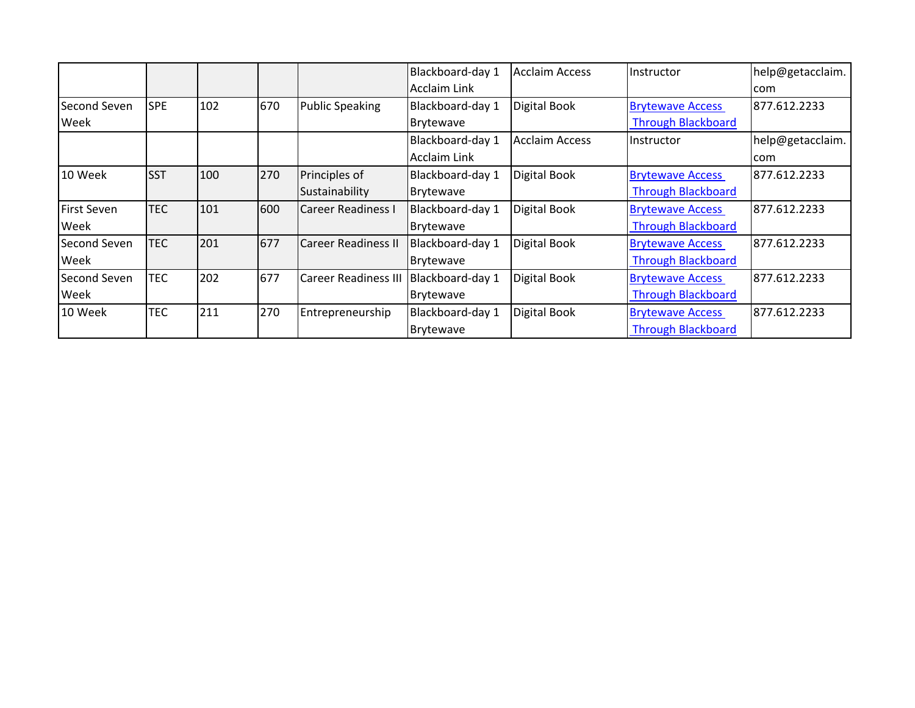| | | | | | | | | |
|---|---|---|---|---|---|---|---|---|
| | | | | | Blackboard-day 1 Acclaim Link | Acclaim Access | Instructor | help@getacclaim.com |
| Second Seven Week | SPE | 102 | 670 | Public Speaking | Blackboard-day 1 Brytewave | Digital Book | Brytewave Access Through Blackboard | 877.612.2233 |
| | | | | | Blackboard-day 1 Acclaim Link | Acclaim Access | Instructor | help@getacclaim.com |
| 10 Week | SST | 100 | 270 | Principles of Sustainability | Blackboard-day 1 Brytewave | Digital Book | Brytewave Access Through Blackboard | 877.612.2233 |
| First Seven Week | TEC | 101 | 600 | Career Readiness I | Blackboard-day 1 Brytewave | Digital Book | Brytewave Access Through Blackboard | 877.612.2233 |
| Second Seven Week | TEC | 201 | 677 | Career Readiness II | Blackboard-day 1 Brytewave | Digital Book | Brytewave Access Through Blackboard | 877.612.2233 |
| Second Seven Week | TEC | 202 | 677 | Career Readiness III | Blackboard-day 1 Brytewave | Digital Book | Brytewave Access Through Blackboard | 877.612.2233 |
| 10 Week | TEC | 211 | 270 | Entrepreneurship | Blackboard-day 1 Brytewave | Digital Book | Brytewave Access Through Blackboard | 877.612.2233 |